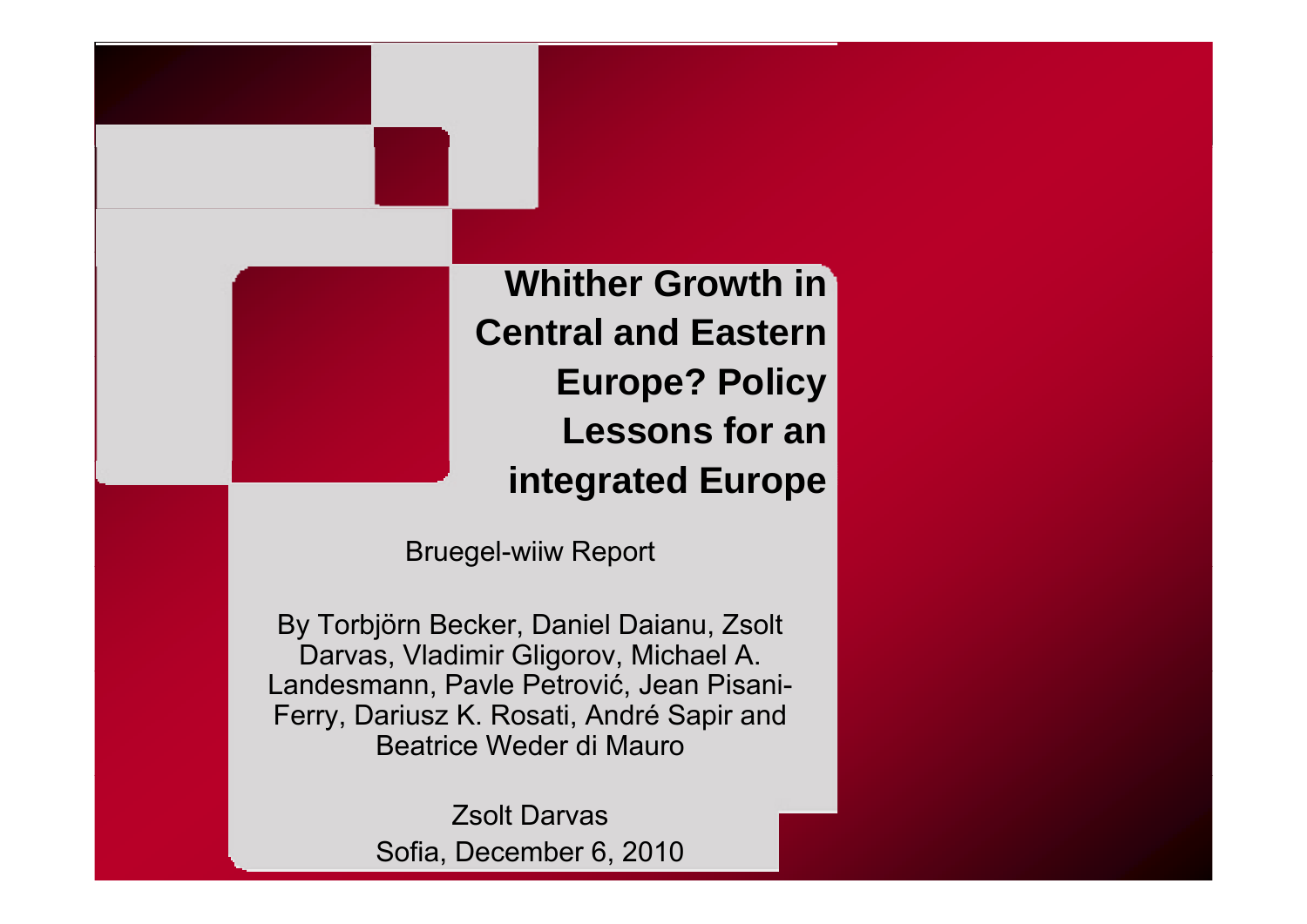# Whither Growth in Central and Eastern Europe? Policy Lessons for an integrated Europe

Bruegel-wiiw Report

By Torbjörn Becker, Daniel Daianu, Zsolt Darvas, Vladimir Gligorov, Michael A. Landesmann, Pavle Petrović, Jean Pisani-Ferry, Dariusz K. Rosati, André Sapir and Beatrice Weder di Mauro

Zsolt Darvas

Sofia, December 6, 2010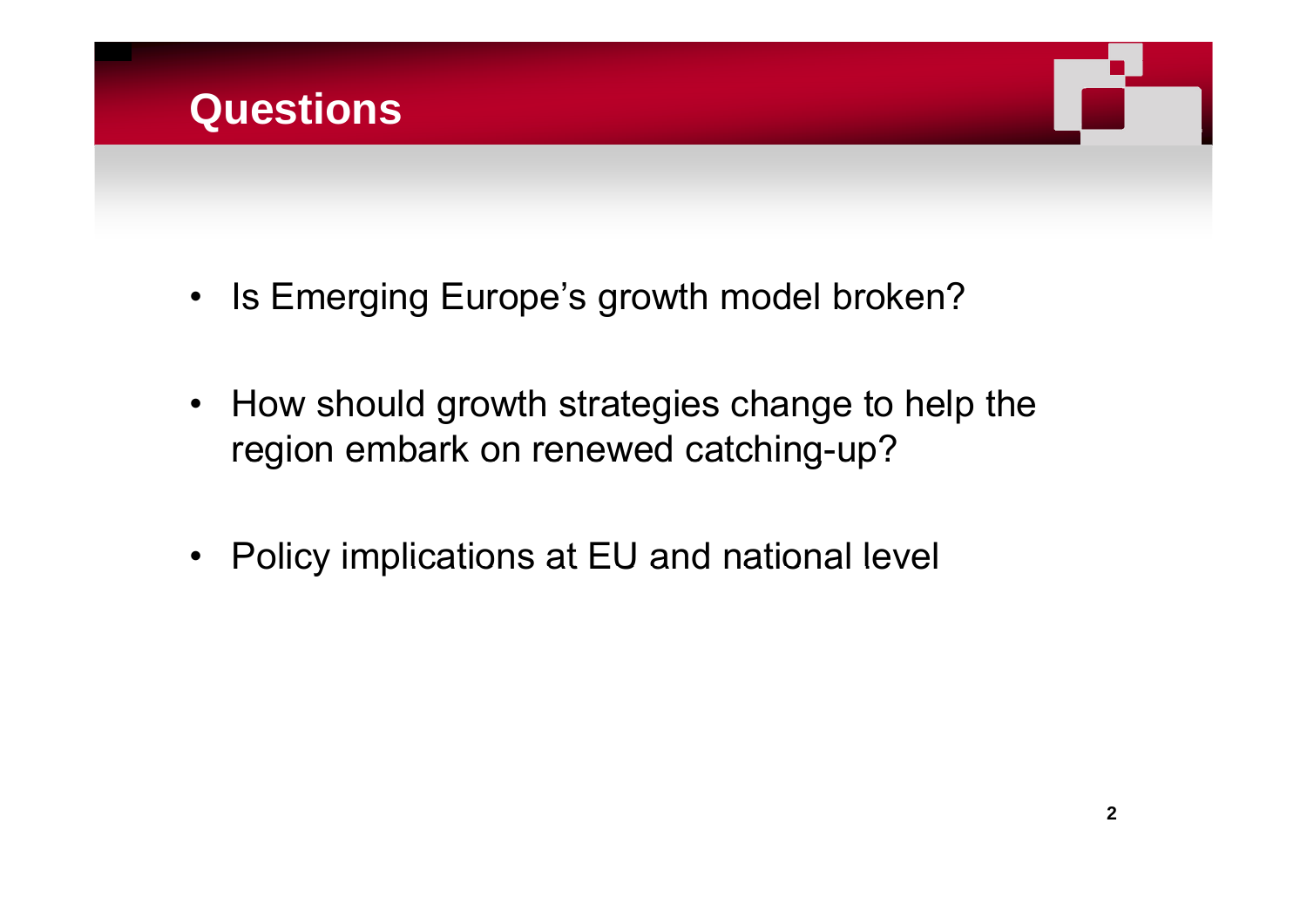# Questions

- Is Emerging Europe's growth model broken?
- How should growth strategies change to help the region embark on renewed catching-up?
- Policy implications at EU and national level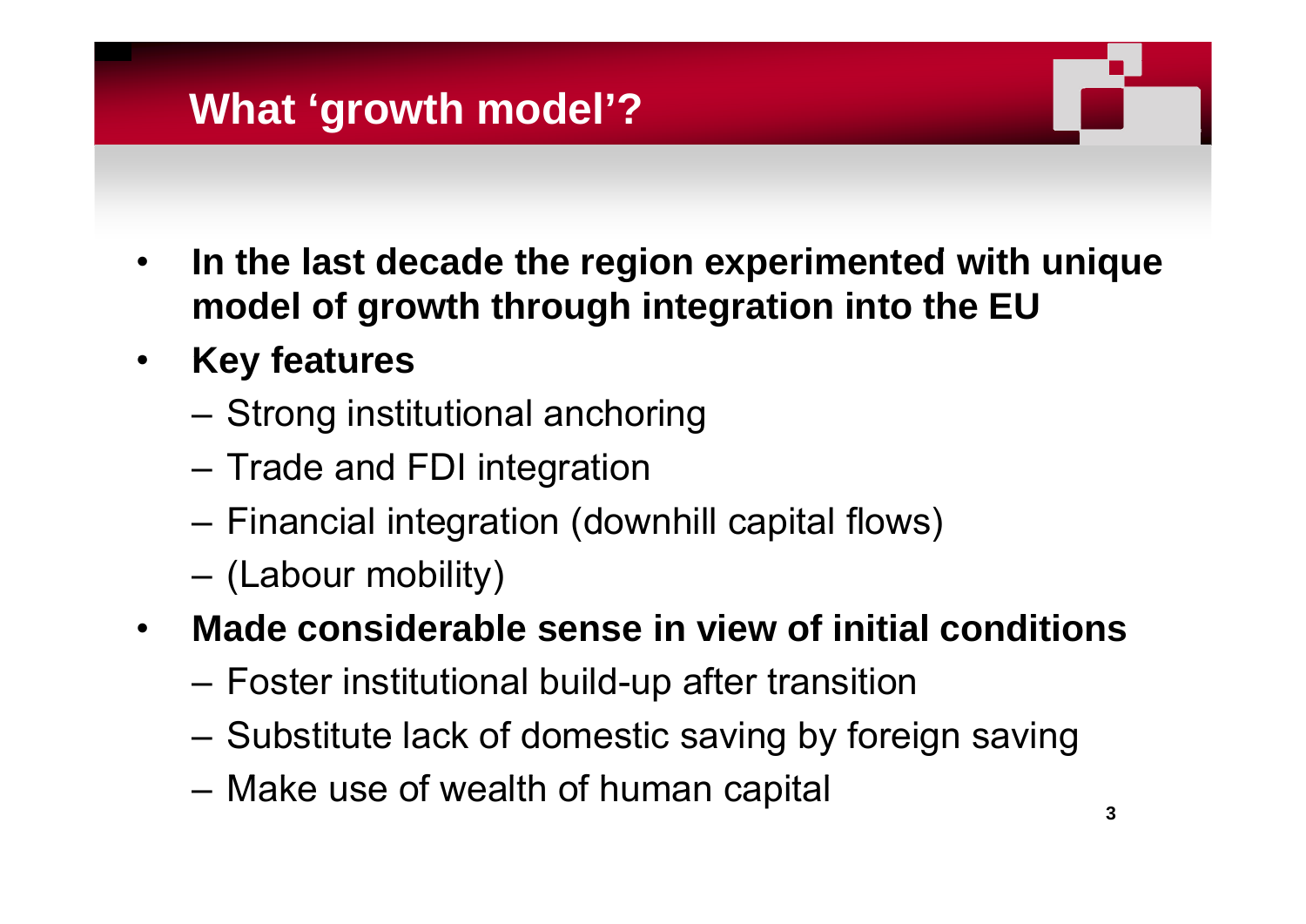# What ‘growth model’?

- **In the last decade the region experimented with unique model of growth through integration into the EU**
- **Key features**
  - Strong institutional anchoring
  - Trade and FDI integration
  - Financial integration (downhill capital flows)
  - (Labour mobility)
- **Made considerable sense in view of initial conditions**
  - Foster institutional build-up after transition
  - Substitute lack of domestic saving by foreign saving
  - Make use of wealth of human capital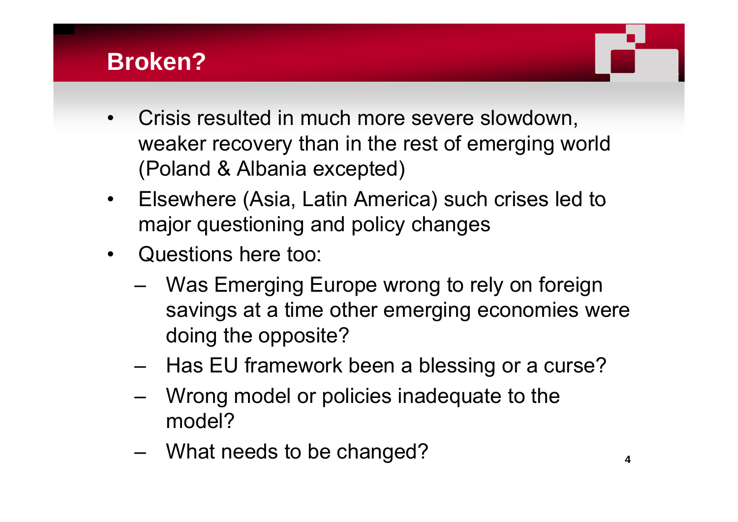# Broken?

- Crisis resulted in much more severe slowdown, weaker recovery than in the rest of emerging world (Poland & Albania excepted)
- Elsewhere (Asia, Latin America) such crises led to major questioning and policy changes
- Questions here too:
  - Was Emerging Europe wrong to rely on foreign savings at a time other emerging economies were doing the opposite?
  - Has EU framework been a blessing or a curse?
  - Wrong model or policies inadequate to the model?
  - What needs to be changed?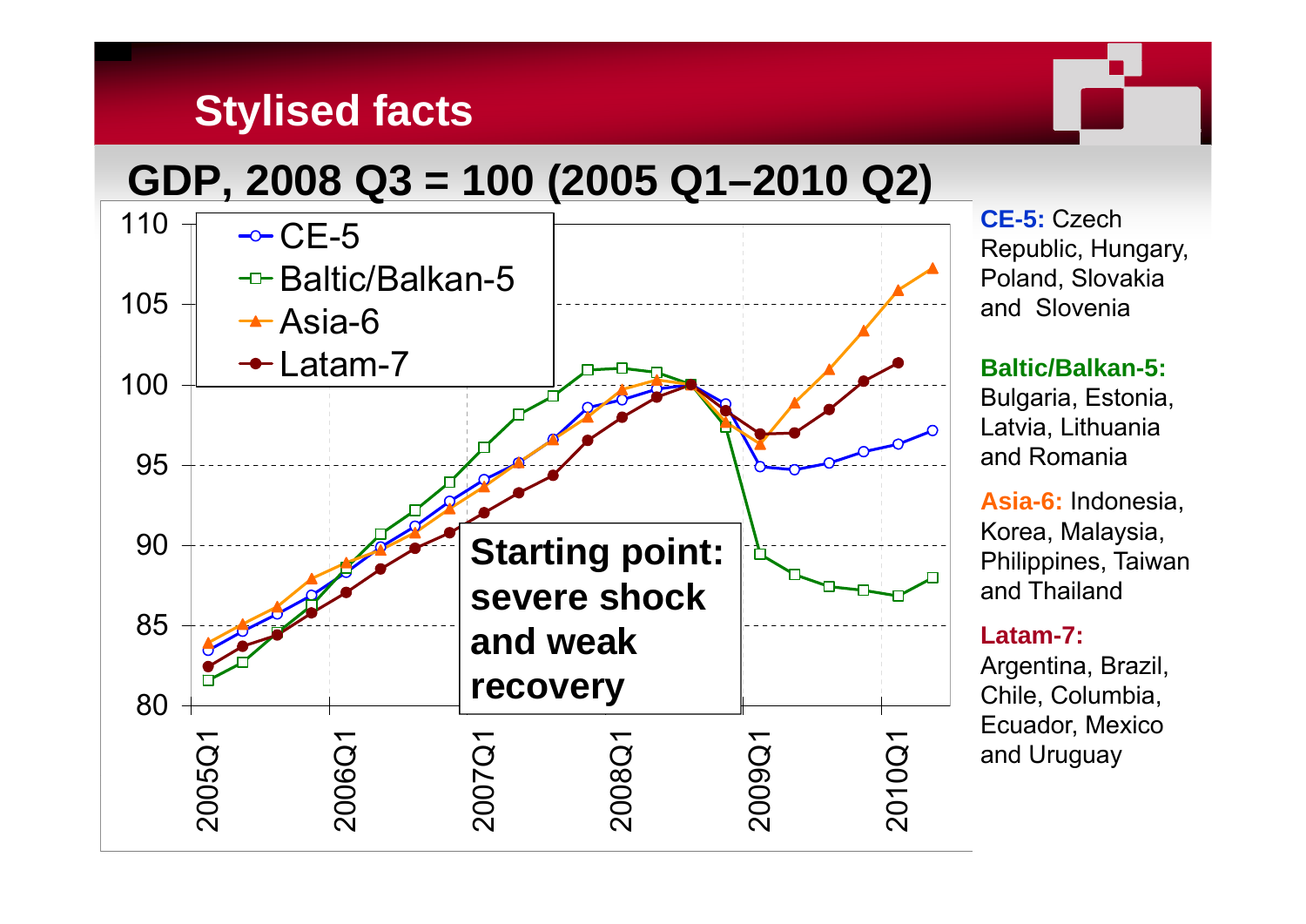# Stylised facts

## GDP, 2008 Q3 = 100 (2005 Q1–2010 Q2)

110
105
100
95
90
85
80

2005Q1
2006Q1
2007Q1
2008Q1
2009Q1
2010Q1

CE-5
Baltic/Balkan-5
Asia-6
Latam-7

**Starting point: severe shock and weak recovery**

**CE-5:** Czech Republic, Hungary, Poland, Slovakia and Slovenia

**Baltic/Balkan-5:** Bulgaria, Estonia, Latvia, Lithuania and Romania

**Asia-6:** Indonesia, Korea, Malaysia, Philippines, Taiwan and Thailand

**Latam-7:** Argentina, Brazil, Chile, Columbia, Ecuador, Mexico and Uruguay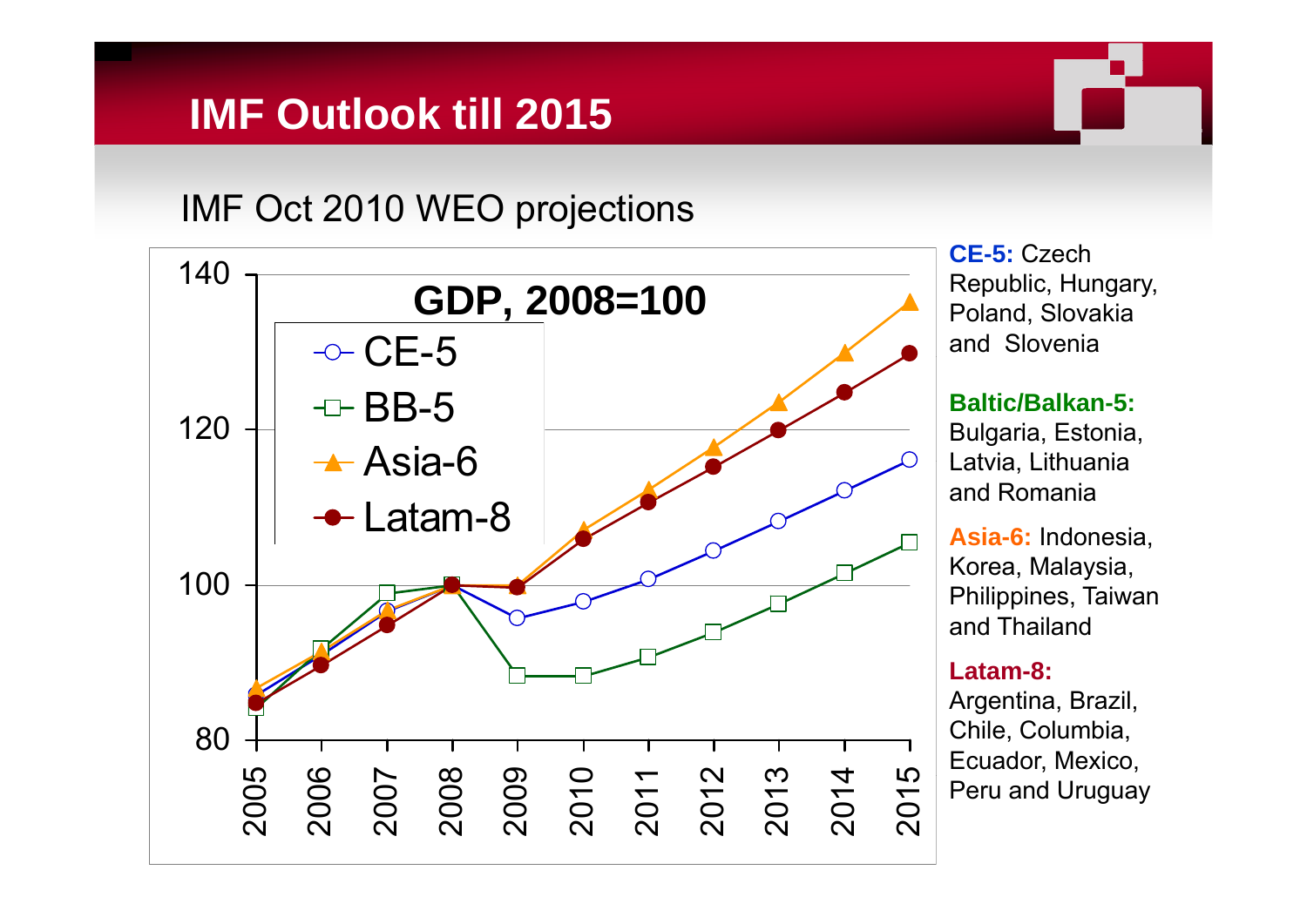# IMF Outlook till 2015

IMF Oct 2010 WEO projections

GDP, 2008=100

CE-5
BB-5
Asia-6
Latam-8

140
120
100
80

2005
2006
2007
2008
2009
2010
2011
2012
2013
2014
2015

**CE-5:** Czech Republic, Hungary, Poland, Slovakia and Slovenia

**Baltic/Balkan-5:** Bulgaria, Estonia, Latvia, Lithuania and Romania

**Asia-6:** Indonesia, Korea, Malaysia, Philippines, Taiwan and Thailand

**Latam-8:** Argentina, Brazil, Chile, Columbia, Ecuador, Mexico, Peru and Uruguay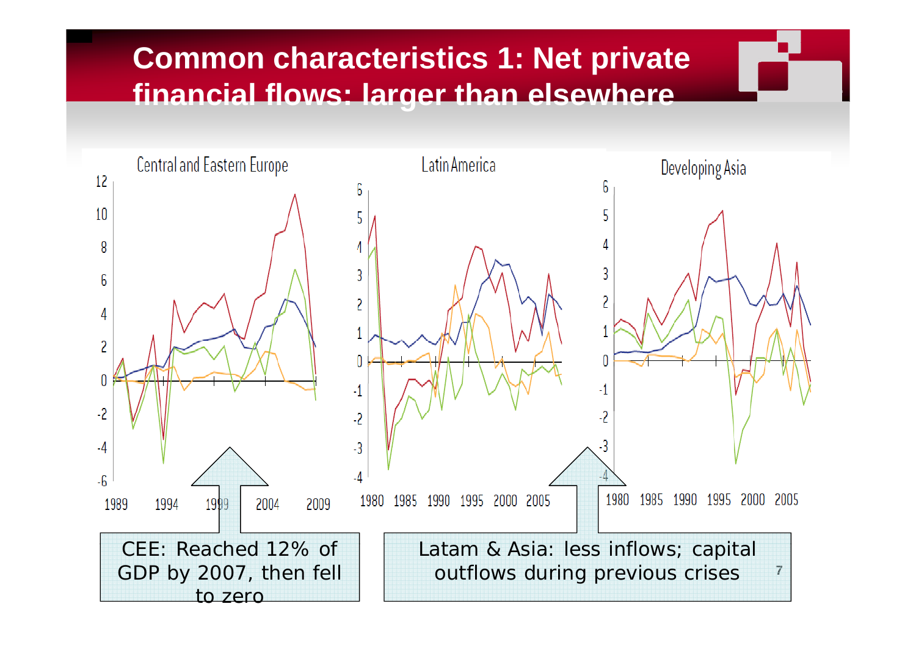# Common characteristics 1: Net private financial flows: larger than elsewhere

Central and Eastern Europe

12
10
8
6
4
2
0
-2
-4
-6

1989 1994 1999 2004 2009

Latin America

6
5
4
3
2
1
0
-1
-2
-3
-4

1980 1985 1990 1995 2000 2005

Developing Asia

6
5
4
3
2
1
0
-1
-2
-3
-4

1980 1985 1990 1995 2000 2005

CEE: Reached 12% of GDP by 2007, then fell to zero

Latam & Asia: less inflows; capital outflows during previous crises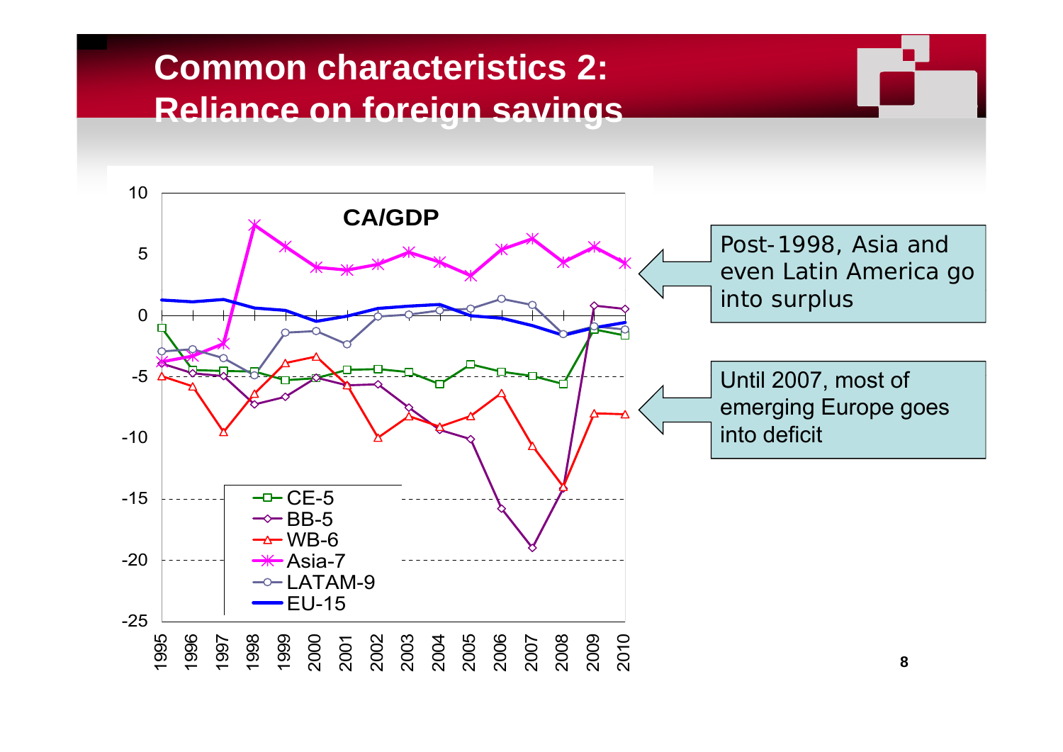# Common characteristics 2: Reliance on foreign savings

CA/GDP

10
5
0
-5
-10
-15
-20
-25

1995 1996 1997 1998 1999 2000 2001 2002 2003 2004 2005 2006 2007 2008 2009 2010

CE-5
BB-5
WB-6
Asia-7
LATAM-9
EU-15

Post-1998, Asia and even Latin America go into surplus

Until 2007, most of emerging Europe goes into deficit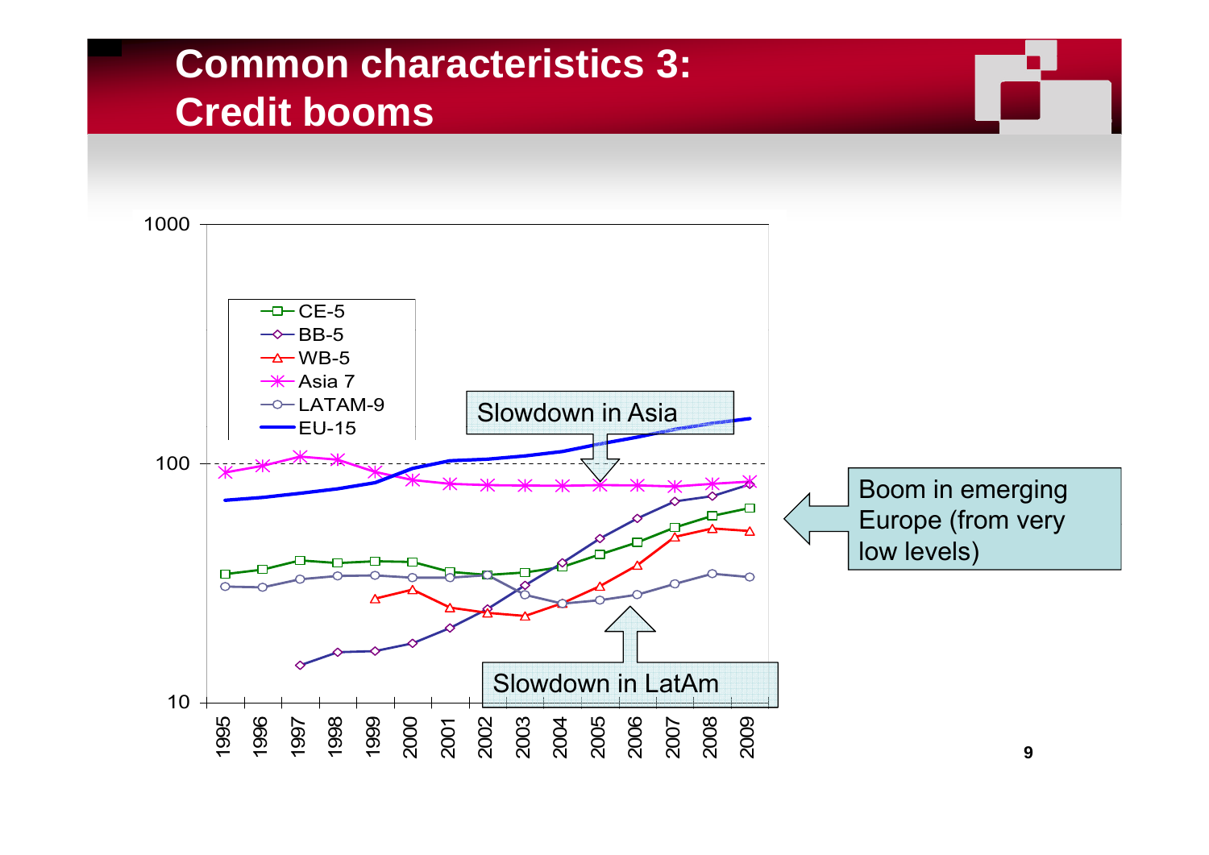# Common characteristics 3: Credit booms

1000

100

10

CE-5
BB-5
WB-5
Asia 7
LATAM-9
EU-15

Slowdown in Asia

Boom in emerging Europe (from very low levels)

Slowdown in LatAm

1995
1996
1997
1998
1999
2000
2001
2002
2003
2004
2005
2006
2007
2008
2009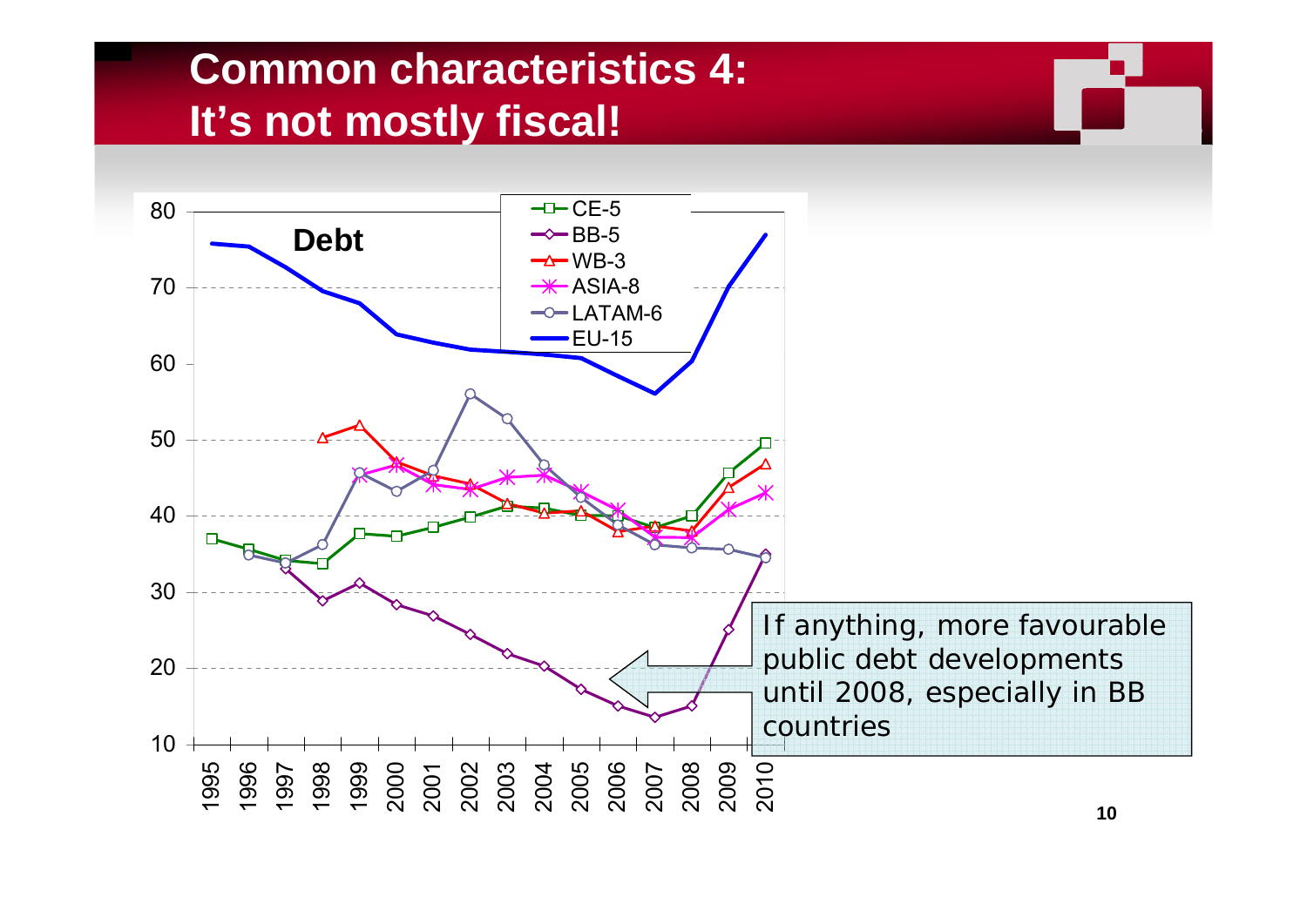# Common characteristics 4: It's not mostly fiscal!

Debt

CE-5
BB-5
WB-3
ASIA-8
LATAM-6
EU-15

80
70
60
50
40
30
20
10

1995 1996 1997 1998 1999 2000 2001 2002 2003 2004 2005 2006 2007 2008 2009 2010

If anything, more favourable public debt developments until 2008, especially in BB countries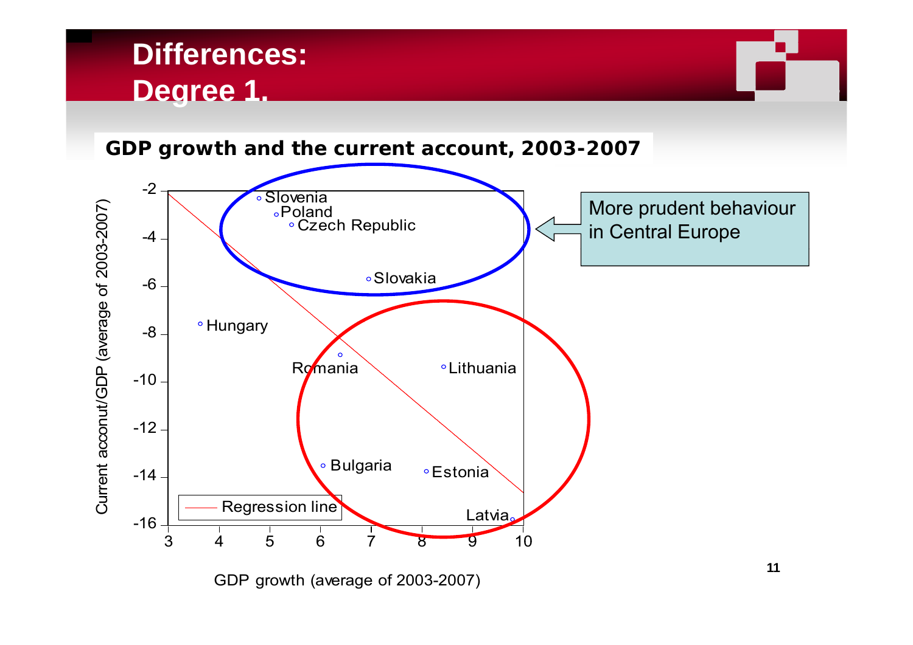# Differences: Degree 1.

**GDP growth and the current account, 2003-2007**

Current acconut/GDP (average of 2003-2007)

-2
-4
-6
-8
-10
-12
-14
-16

3 4 5 6 7 8 9 10

GDP growth (average of 2003-2007)

Slovenia
Poland
Czech Republic
Slovakia
Hungary
Romania
Lithuania
Bulgaria
Estonia
Latvia

Regression line

More prudent behaviour in Central Europe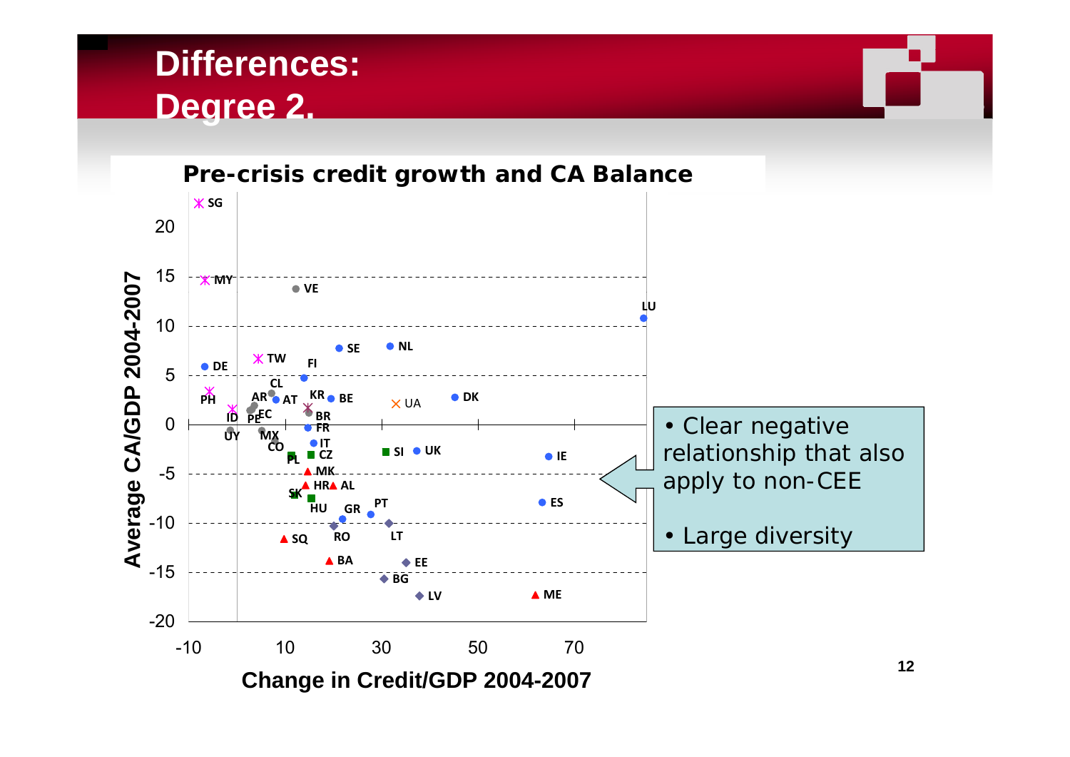# Differences: Degree 2.

**Pre-crisis credit growth and CA Balance**

- Clear negative relationship that also apply to non-CEE
- Large diversity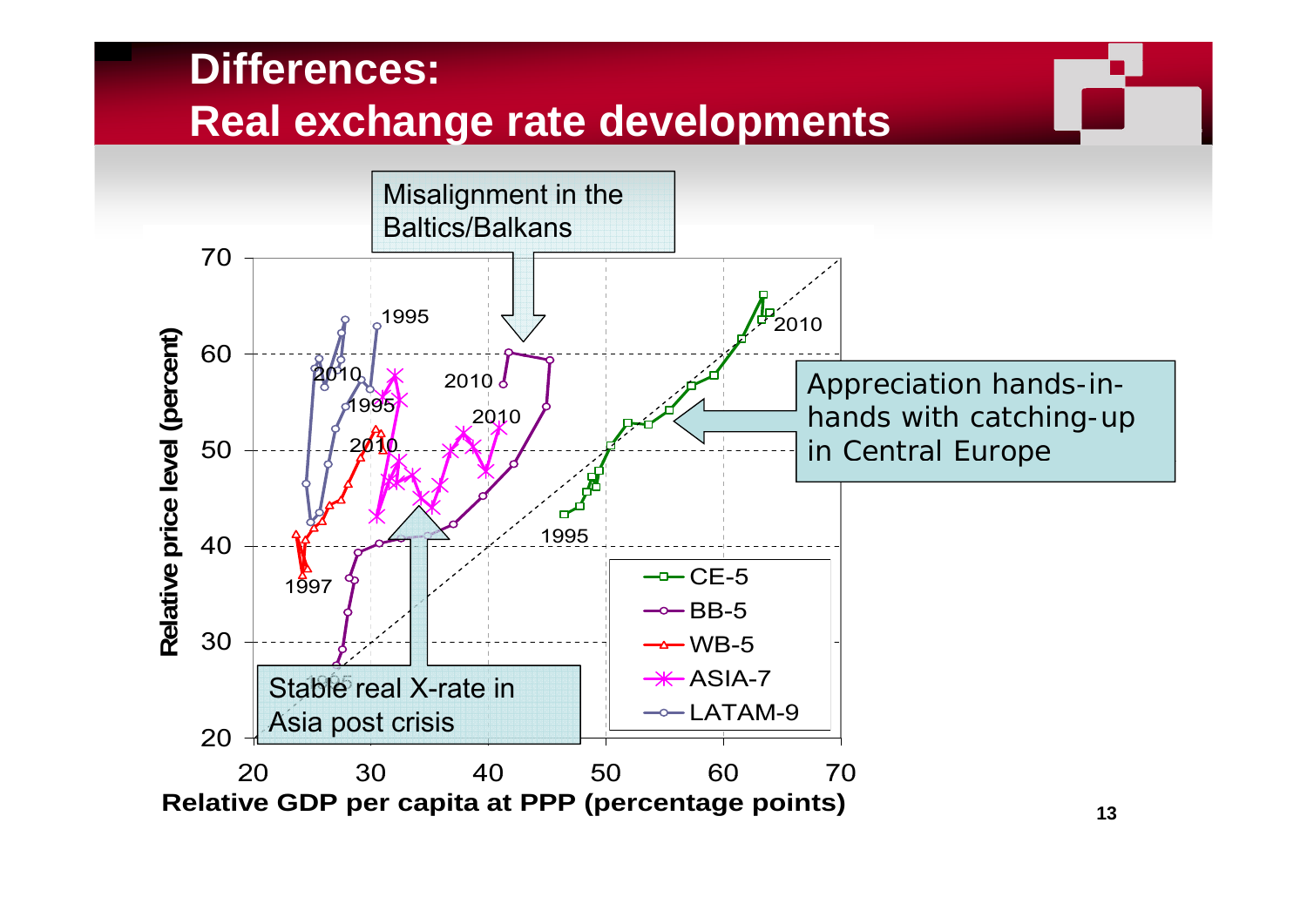# Differences:
# Real exchange rate developments

Misalignment in the Baltics/Balkans

Appreciation hands-in-hands with catching-up in Central Europe

Stable real X-rate in Asia post crisis

Relative price level (percent)

Relative GDP per capita at PPP (percentage points)

CE-5
BB-5
WB-5
ASIA-7
LATAM-9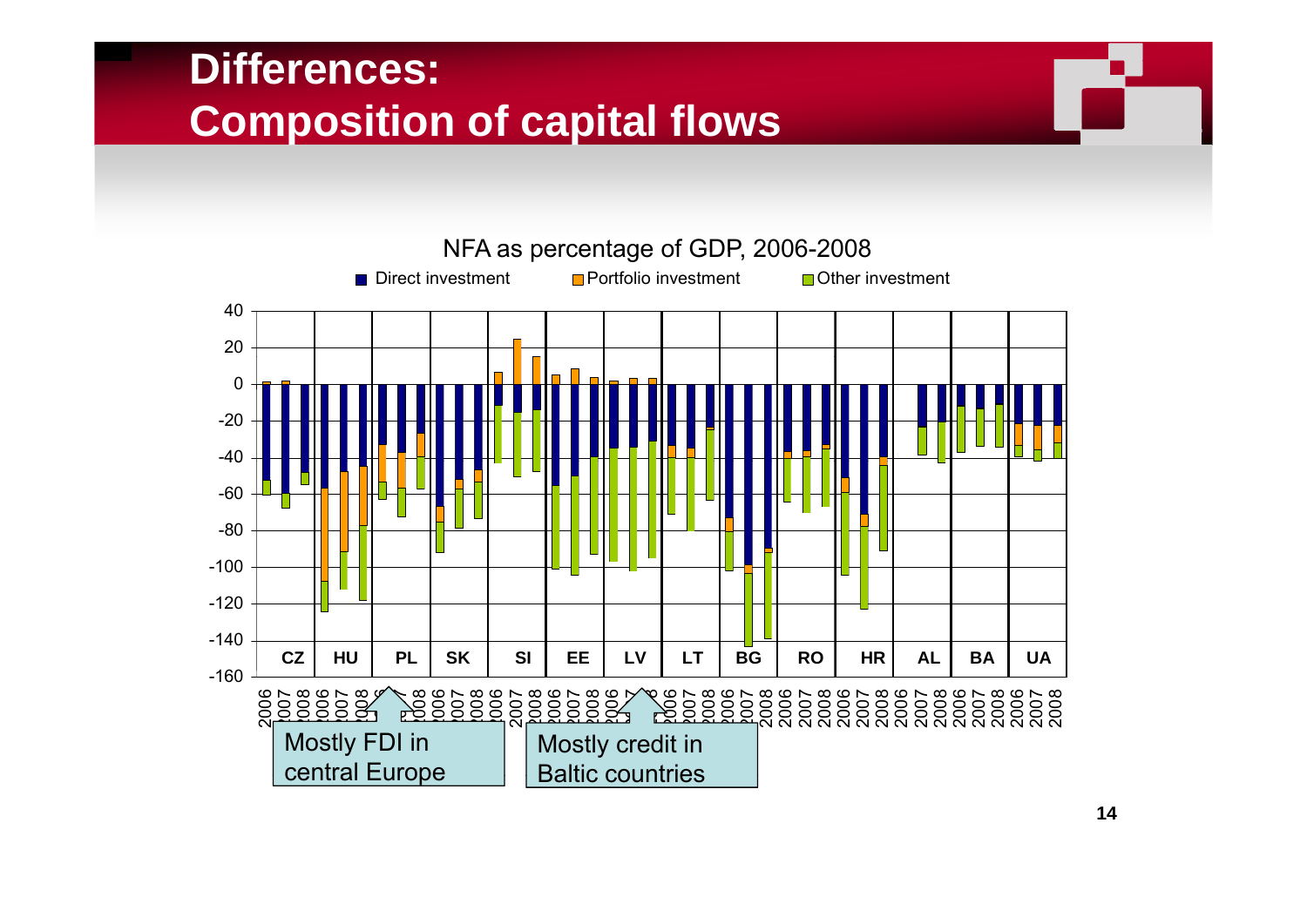# Differences: Composition of capital flows

NFA as percentage of GDP, 2006-2008

Direct investment

Portfolio investment

Other investment

40
20
0
-20
-40
-60
-80
-100
-120
-140
-160

CZ HU PL SK SI EE LV LT BG RO HR AL BA UA

2006 2007 2008

Mostly FDI in central Europe

Mostly credit in Baltic countries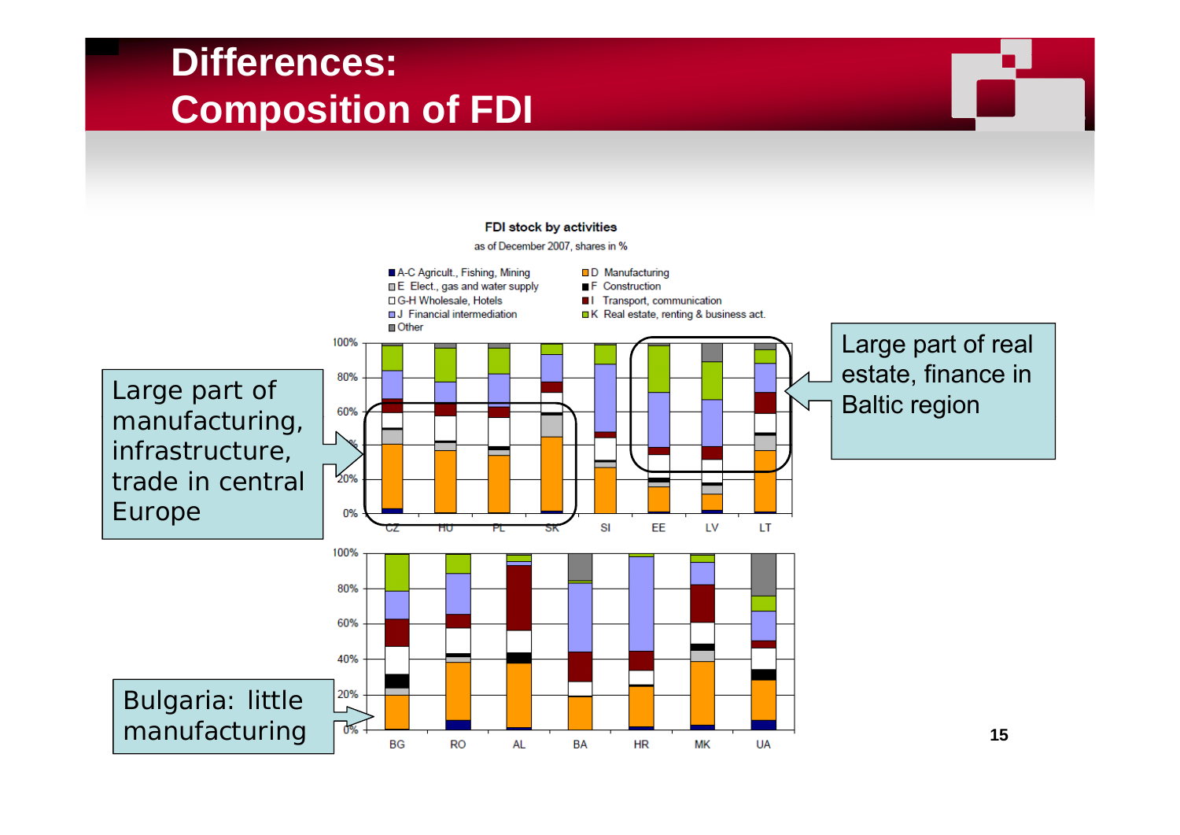# Differences: Composition of FDI

FDI stock by activities

as of December 2007, shares in %

A-C Agricult., Fishing, Mining
E Elect., gas and water supply
G-H Wholesale, Hotels
J Financial intermediation
Other
D Manufacturing
F Construction
I Transport, communication
K Real estate, renting & business act.

100%
80%
60%
40%
20%
0%

CZ HU PL SK SI EE LV LT

100%
80%
60%
40%
20%
0%

BG RO AL BA HR MK UA

Large part of manufacturing, infrastructure, trade in central Europe

Large part of real estate, finance in Baltic region

Bulgaria: little manufacturing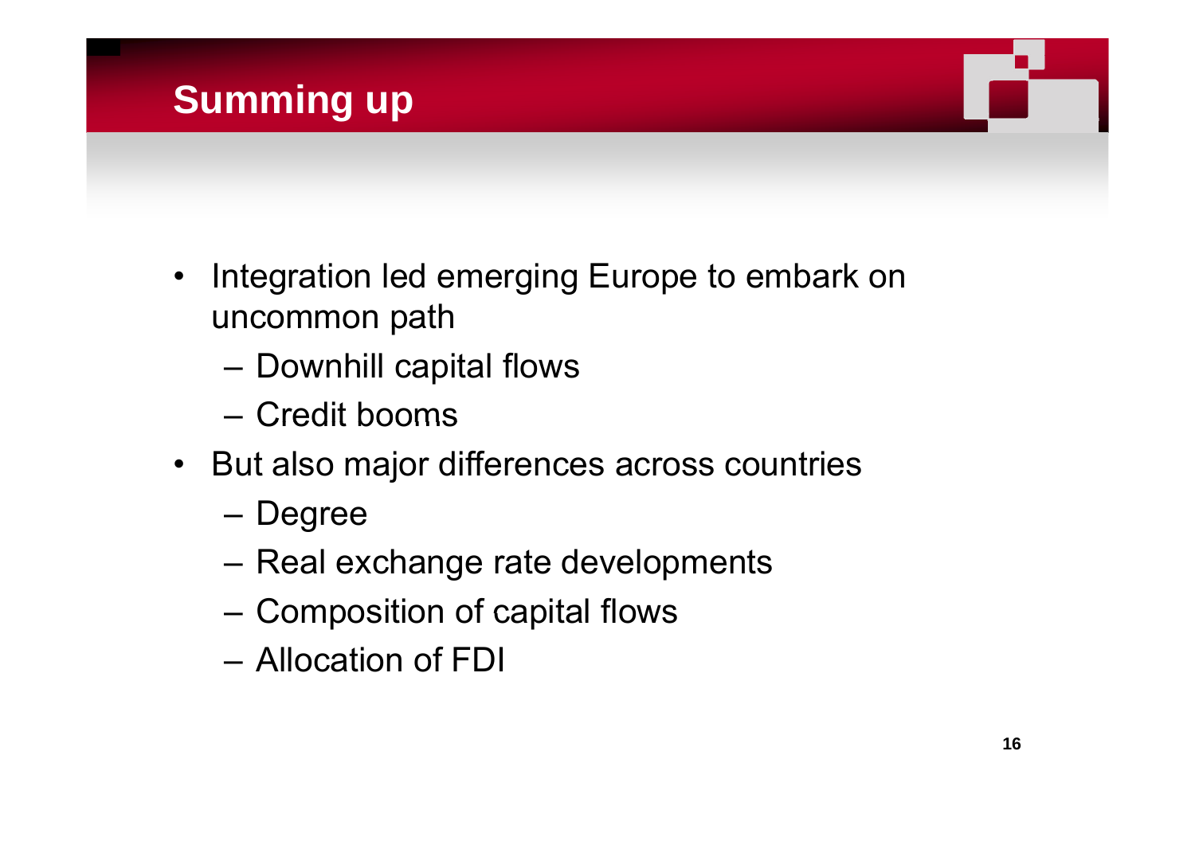# Summing up

- Integration led emerging Europe to embark on uncommon path
  - Downhill capital flows
  - Credit booms
- But also major differences across countries
  - Degree
  - Real exchange rate developments
  - Composition of capital flows
  - Allocation of FDI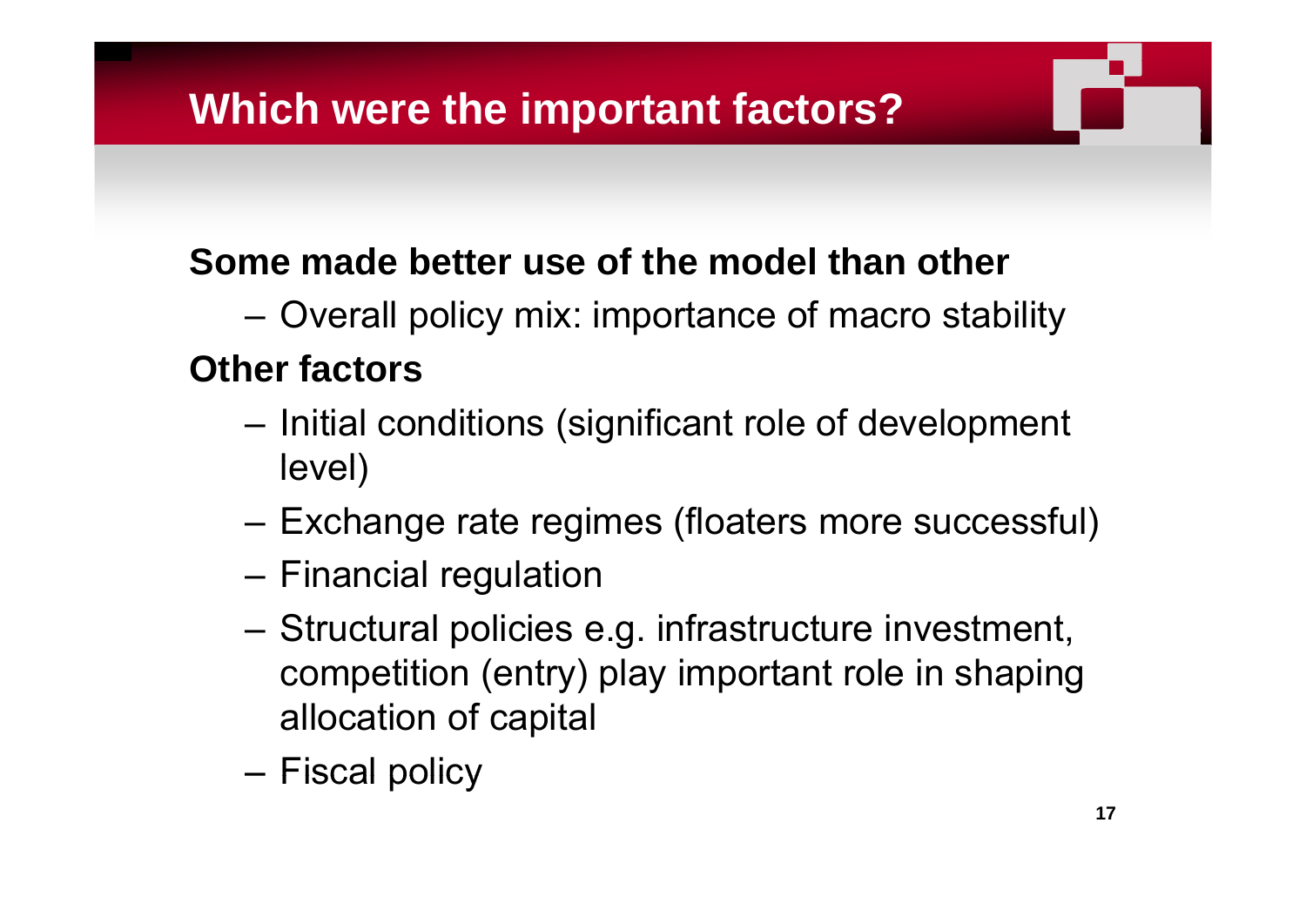# Which were the important factors?

**Some made better use of the model than other**

- Overall policy mix: importance of macro stability

**Other factors**

- Initial conditions (significant role of development level)
- Exchange rate regimes (floaters more successful)
- Financial regulation
- Structural policies e.g. infrastructure investment, competition (entry) play important role in shaping allocation of capital
- Fiscal policy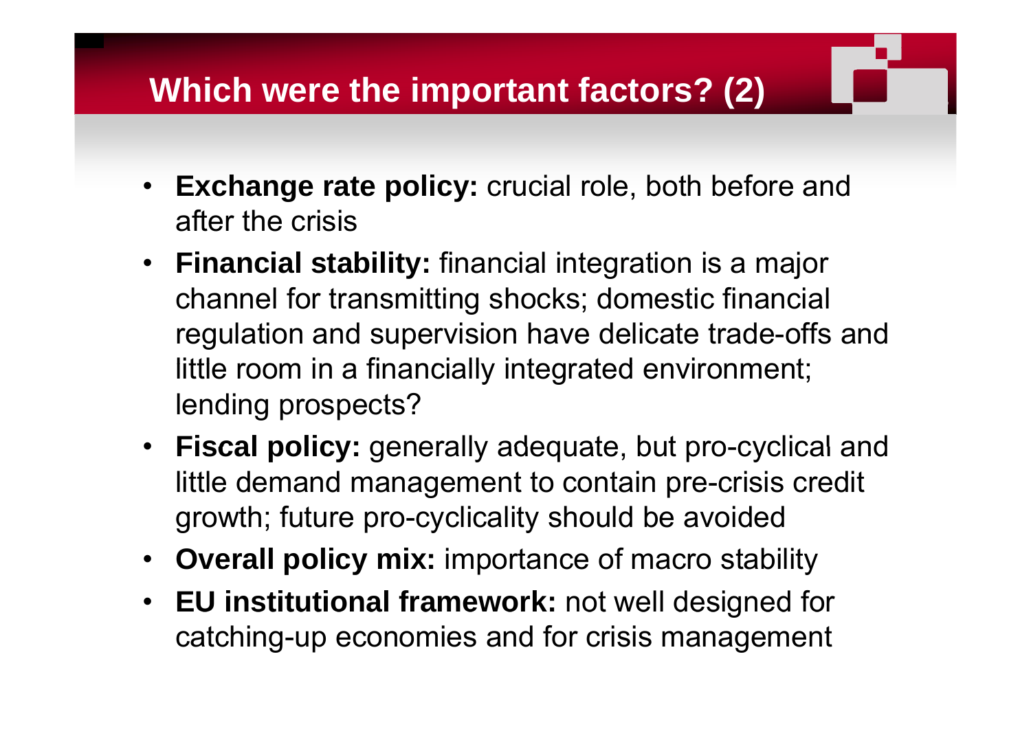## Which were the important factors? (2)

- **Exchange rate policy:** crucial role, both before and after the crisis
- **Financial stability:** financial integration is a major channel for transmitting shocks; domestic financial regulation and supervision have delicate trade-offs and little room in a financially integrated environment; lending prospects?
- **Fiscal policy:** generally adequate, but pro-cyclical and little demand management to contain pre-crisis credit growth; future pro-cyclicality should be avoided
- **Overall policy mix:** importance of macro stability
- **EU institutional framework:** not well designed for catching-up economies and for crisis management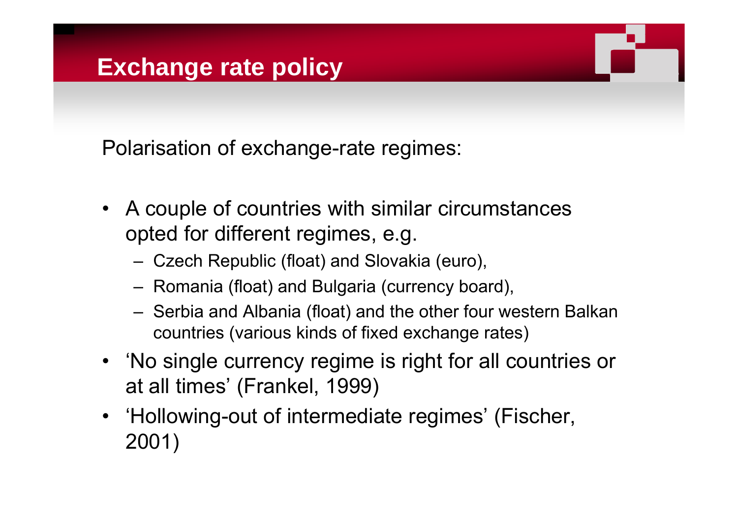# Exchange rate policy

Polarisation of exchange-rate regimes:

- A couple of countries with similar circumstances opted for different regimes, e.g.
  - Czech Republic (float) and Slovakia (euro),
  - Romania (float) and Bulgaria (currency board),
  - Serbia and Albania (float) and the other four western Balkan countries (various kinds of fixed exchange rates)
- ‘No single currency regime is right for all countries or at all times’ (Frankel, 1999)
- ‘Hollowing-out of intermediate regimes’ (Fischer, 2001)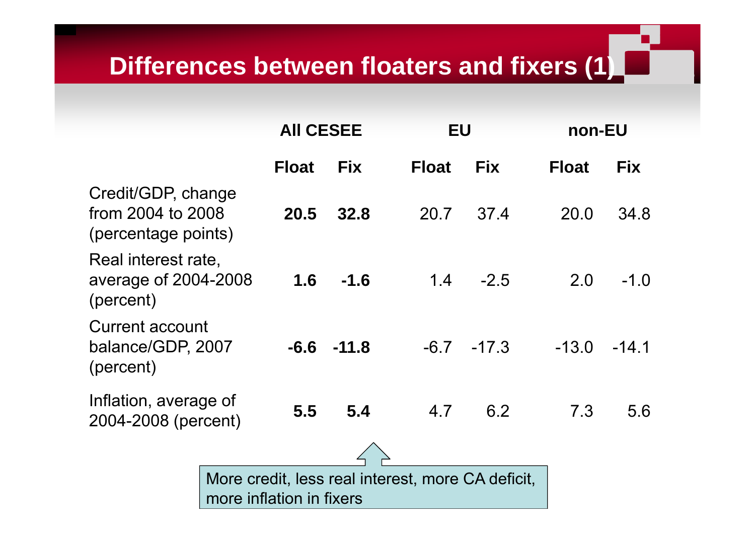# Differences between floaters and fixers (1)

| | All CESEE | | EU | | non-EU | |
|---|---|---|---|---|---|---|
| | **Float** | **Fix** | **Float** | **Fix** | **Float** | **Fix** |
| Credit/GDP, change from 2004 to 2008 (percentage points) | **20.5** | **32.8** | 20.7 | 37.4 | 20.0 | 34.8 |
| Real interest rate, average of 2004-2008 (percent) | **1.6** | **-1.6** | 1.4 | -2.5 | 2.0 | -1.0 |
| Current account balance/GDP, 2007 (percent) | **-6.6** | **-11.8** | -6.7 | -17.3 | -13.0 | -14.1 |
| Inflation, average of 2004-2008 (percent) | **5.5** | **5.4** | 4.7 | 6.2 | 7.3 | 5.6 |

More credit, less real interest, more CA deficit, more inflation in fixers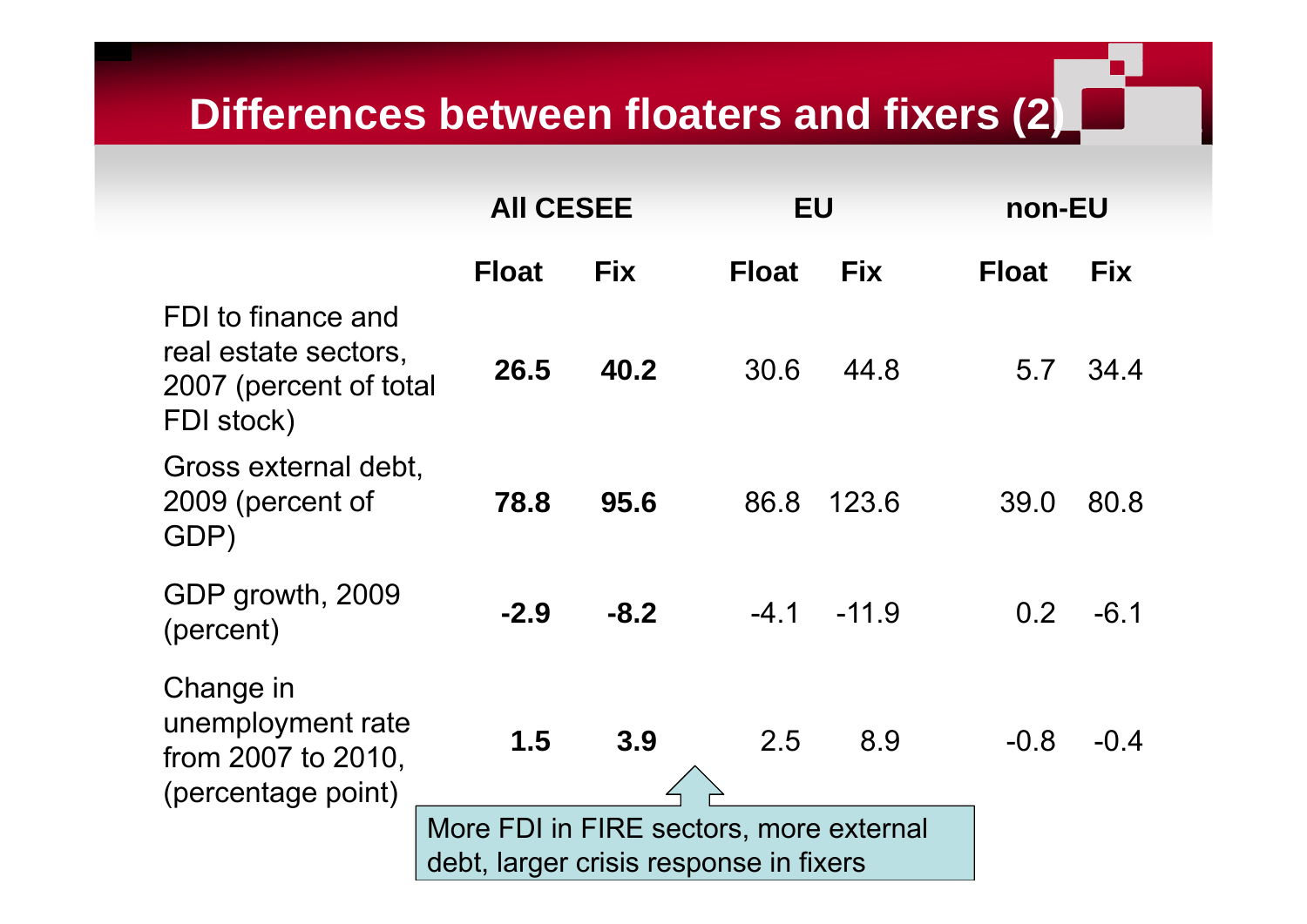# Differences between floaters and fixers (2)

| | All CESEE | | EU | | non-EU | |
|---|---|---|---|---|---|---|
| | Float | Fix | Float | Fix | Float | Fix |
| FDI to finance and real estate sectors, 2007 (percent of total FDI stock) | **26.5** | **40.2** | 30.6 | 44.8 | 5.7 | 34.4 |
| Gross external debt, 2009 (percent of GDP) | **78.8** | **95.6** | 86.8 | 123.6 | 39.0 | 80.8 |
| GDP growth, 2009 (percent) | **-2.9** | **-8.2** | -4.1 | -11.9 | 0.2 | -6.1 |
| Change in unemployment rate from 2007 to 2010, (percentage point) | **1.5** | **3.9** | 2.5 | 8.9 | -0.8 | -0.4 |

More FDI in FIRE sectors, more external debt, larger crisis response in fixers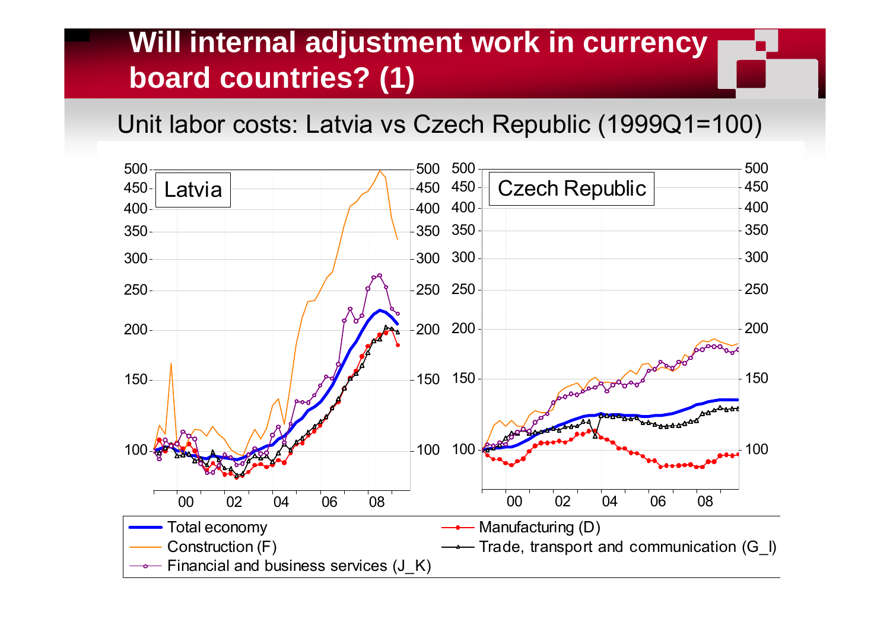# Will internal adjustment work in currency board countries? (1)

Unit labor costs: Latvia vs Czech Republic (1999Q1=100)

Latvia

500
450
400
350
300
250
200
150
100

00 02 04 06 08

Czech Republic

500
450
400
350
300
250
200
150
100

00 02 04 06 08

Total economy
Construction (F)
Financial and business services (J_K)
Manufacturing (D)
Trade, transport and communication (G_I)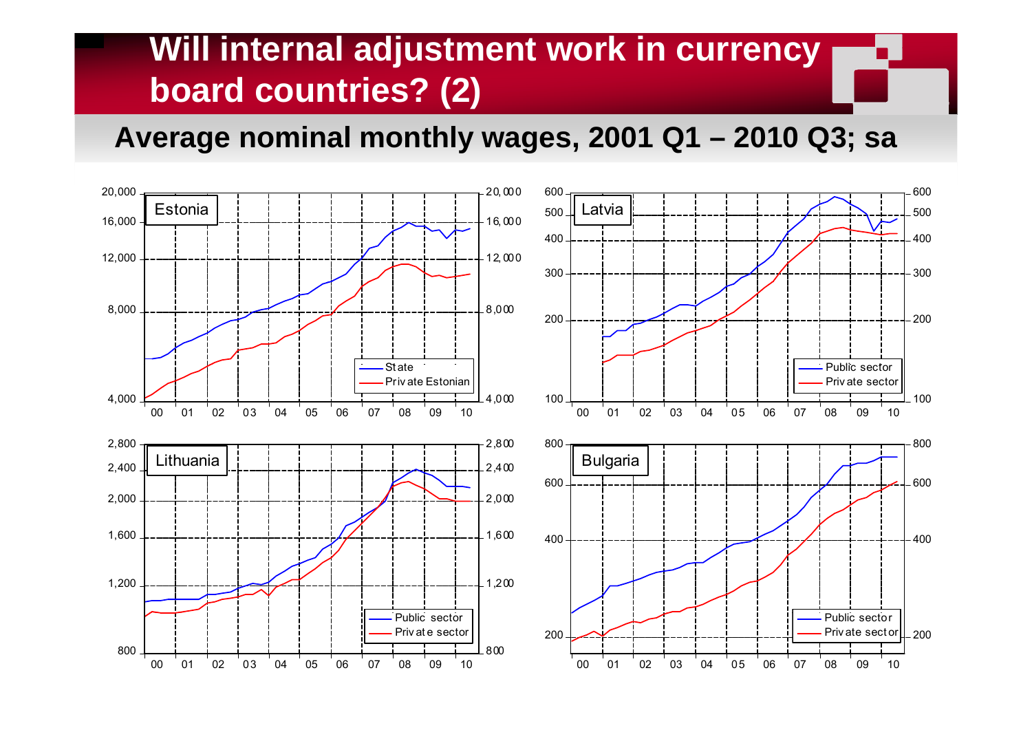# Will internal adjustment work in currency board countries? (2)

## Average nominal monthly wages, 2001 Q1 – 2010 Q3; sa

Estonia

20,000
16,000
12,000
8,000
4,000

00 01 02 03 04 05 06 07 08 09 10

State
Private Estonian

Latvia

600
500
400
300
200
100

00 01 02 03 04 05 06 07 08 09 10

Public sector
Private sector

Lithuania

2,800
2,400
2,000
1,600
1,200
800

00 01 02 03 04 05 06 07 08 09 10

Public sector
Private sector

Bulgaria

800
600
400
200

00 01 02 03 04 05 06 07 08 09 10

Public sector
Private sector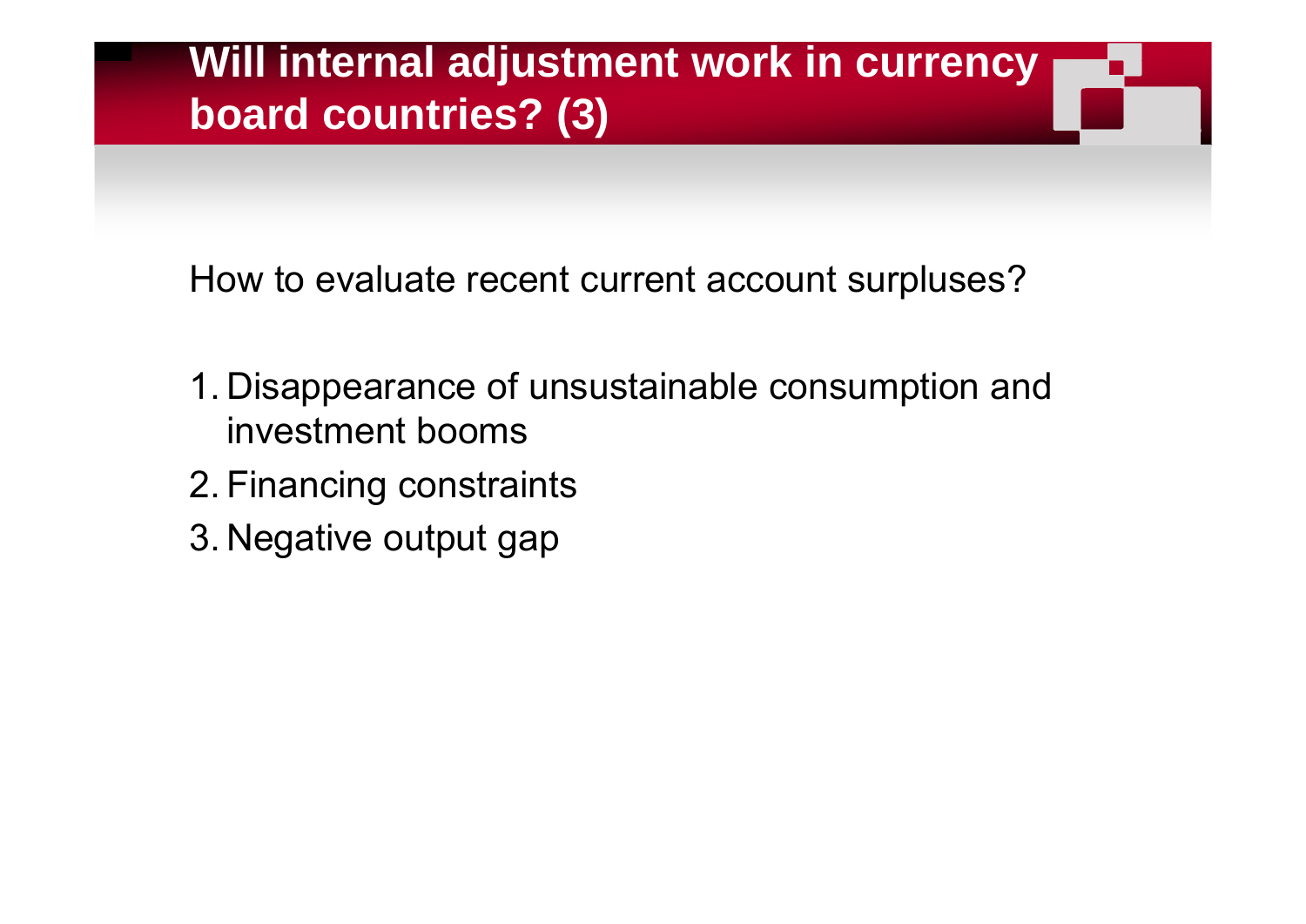# Will internal adjustment work in currency board countries? (3)

How to evaluate recent current account surpluses?

1. Disappearance of unsustainable consumption and investment booms
2. Financing constraints
3. Negative output gap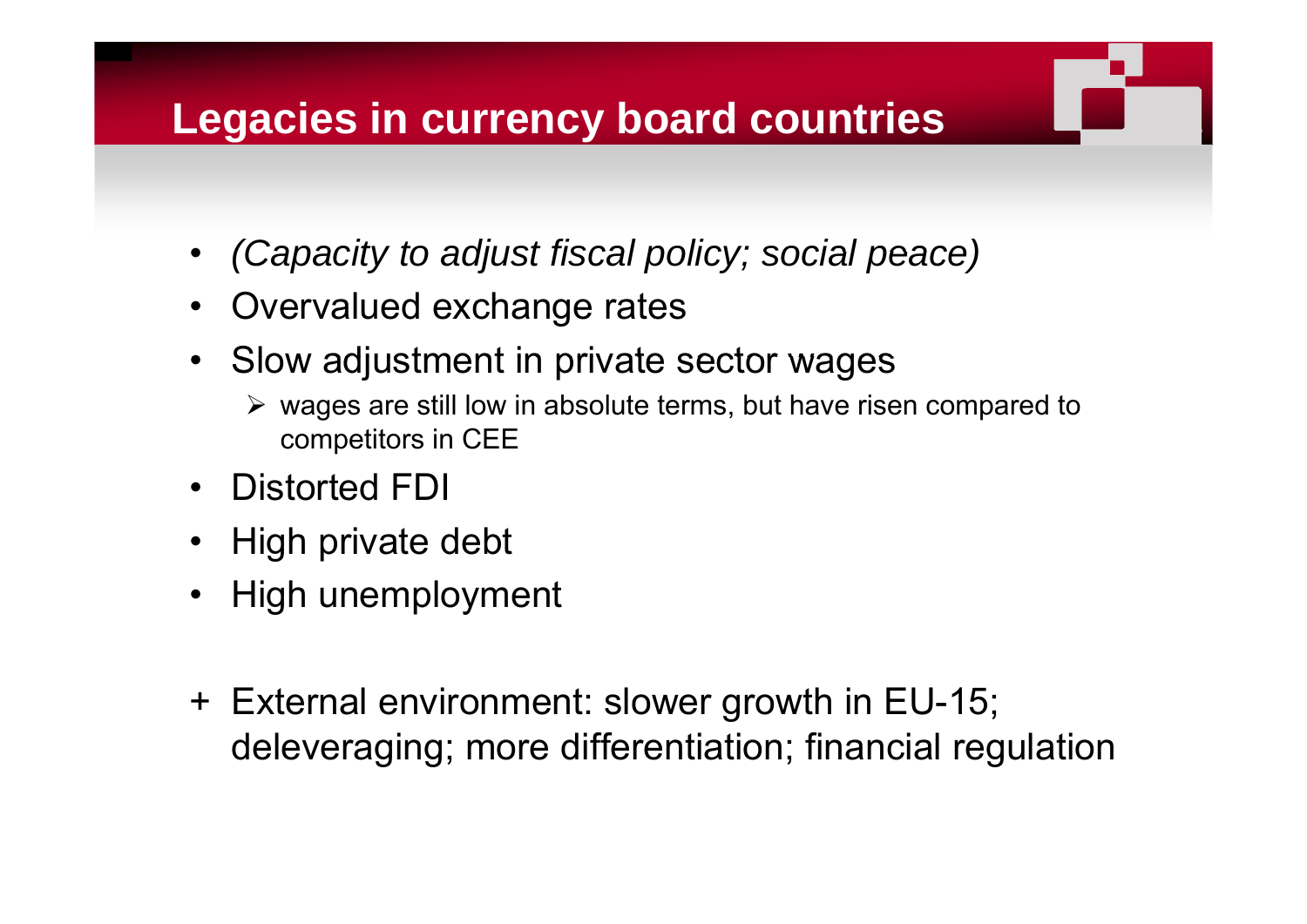# Legacies in currency board countries

- *(Capacity to adjust fiscal policy; social peace)*
- Overvalued exchange rates
- Slow adjustment in private sector wages
  - wages are still low in absolute terms, but have risen compared to competitors in CEE
- Distorted FDI
- High private debt
- High unemployment

+ External environment: slower growth in EU-15; deleveraging; more differentiation; financial regulation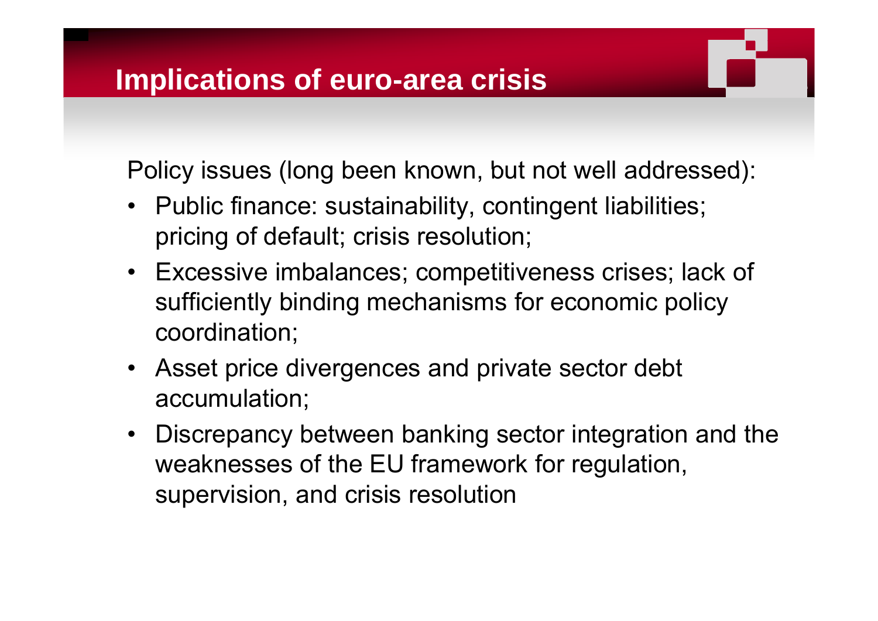# Implications of euro-area crisis

Policy issues (long been known, but not well addressed):

- Public finance: sustainability, contingent liabilities; pricing of default; crisis resolution;
- Excessive imbalances; competitiveness crises; lack of sufficiently binding mechanisms for economic policy coordination;
- Asset price divergences and private sector debt accumulation;
- Discrepancy between banking sector integration and the weaknesses of the EU framework for regulation, supervision, and crisis resolution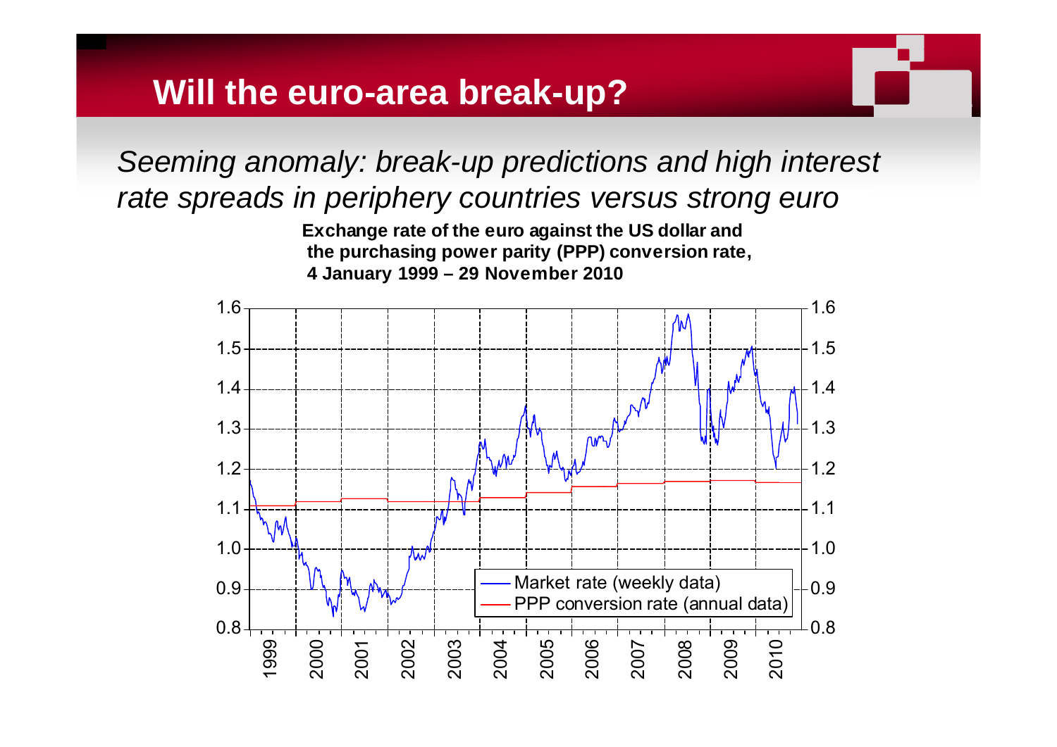# Will the euro-area break-up?

*Seeming anomaly: break-up predictions and high interest rate spreads in periphery countries versus strong euro*

**Exchange rate of the euro against the US dollar and the purchasing power parity (PPP) conversion rate, 4 January 1999 – 29 November 2010**

1.6
1.5
1.4
1.3
1.2
1.1
1.0
0.9
0.8

1999 2000 2001 2002 2003 2004 2005 2006 2007 2008 2009 2010

Market rate (weekly data)
PPP conversion rate (annual data)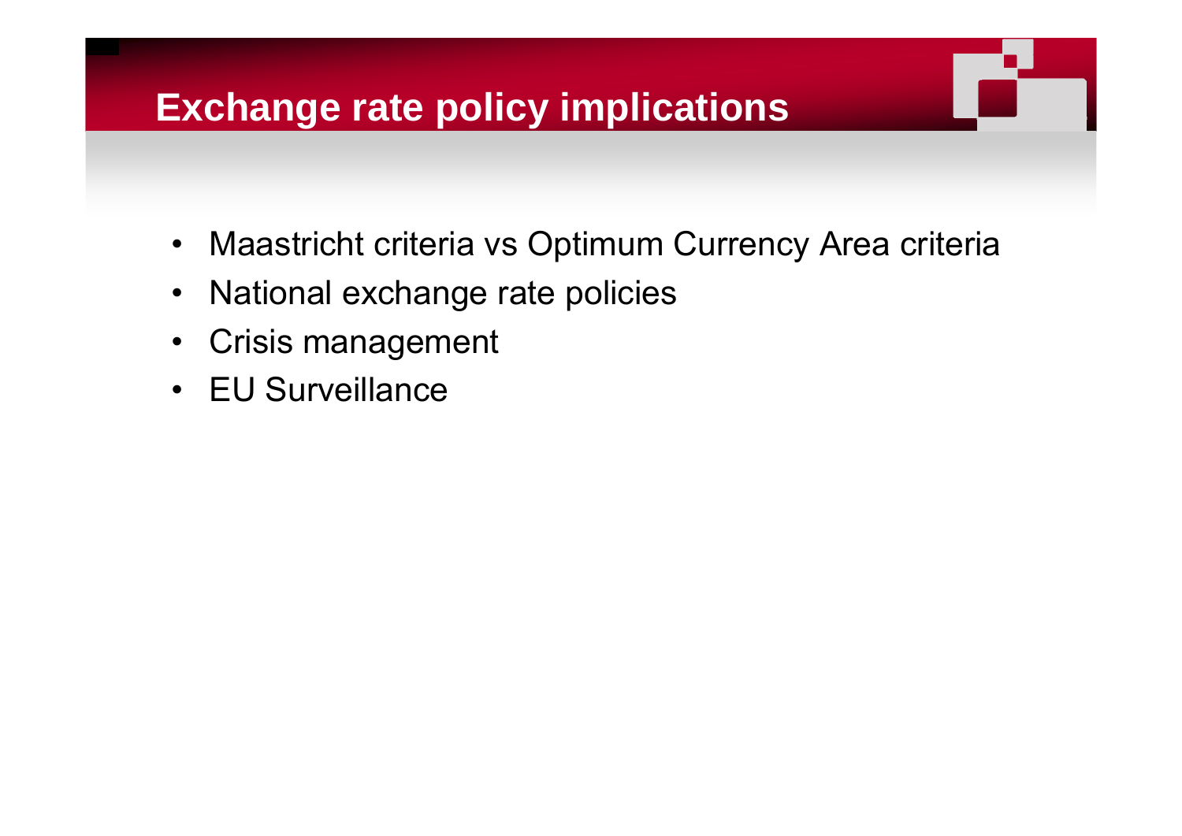# Exchange rate policy implications

- Maastricht criteria vs Optimum Currency Area criteria
- National exchange rate policies
- Crisis management
- EU Surveillance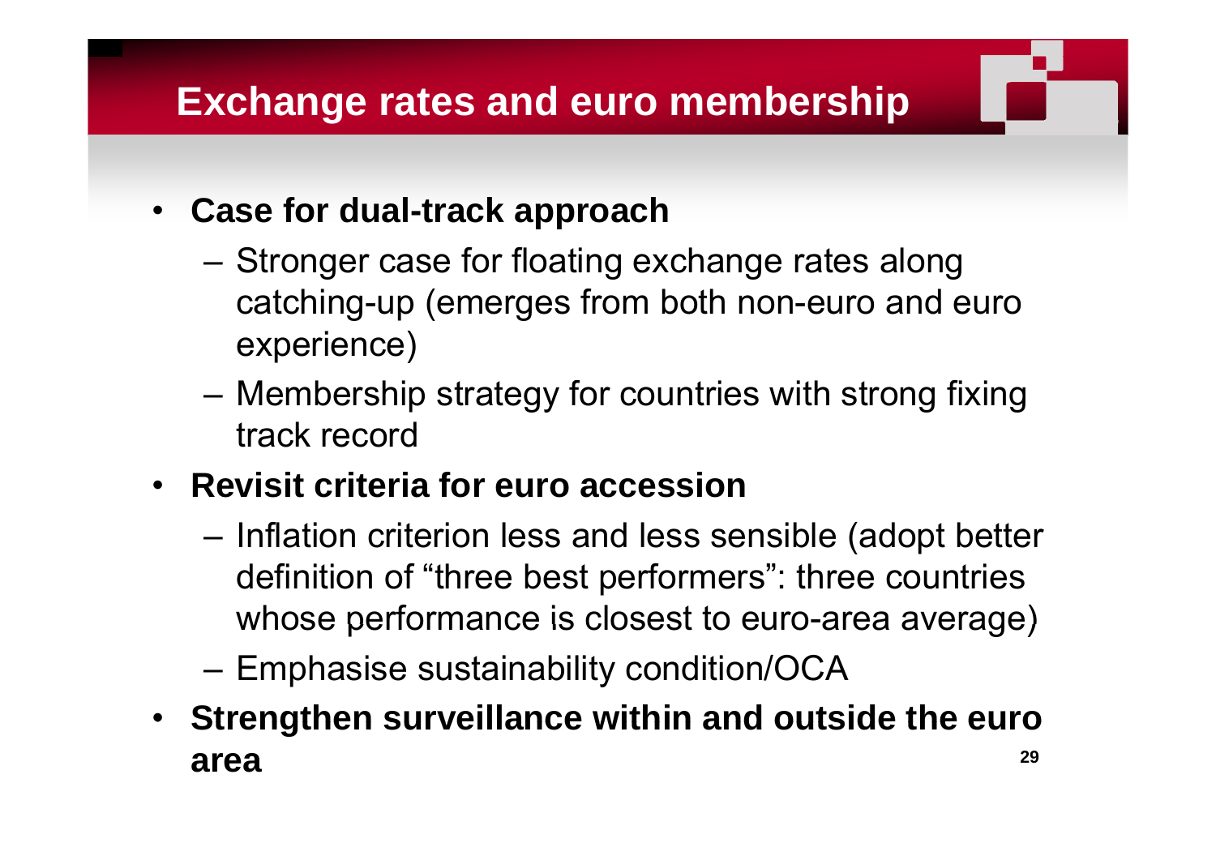# Exchange rates and euro membership

- **Case for dual-track approach**
  - Stronger case for floating exchange rates along catching-up (emerges from both non-euro and euro experience)
  - Membership strategy for countries with strong fixing track record
- **Revisit criteria for euro accession**
  - Inflation criterion less and less sensible (adopt better definition of "three best performers": three countries whose performance is closest to euro-area average)
  - Emphasise sustainability condition/OCA
- **Strengthen surveillance within and outside the euro area**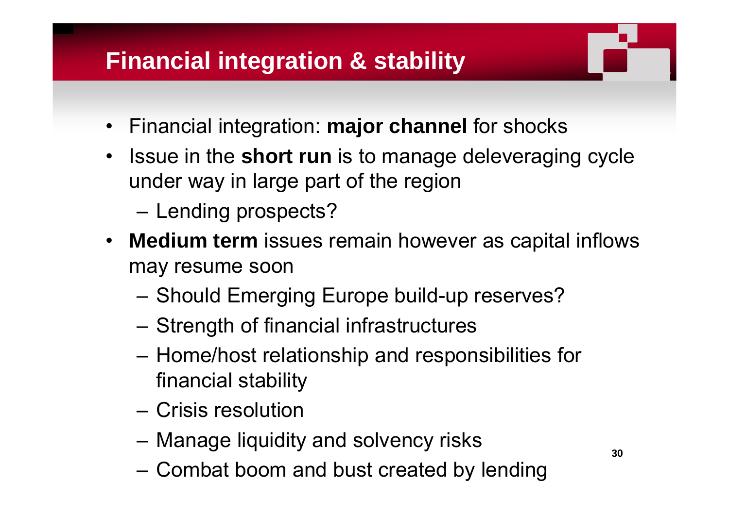# Financial integration & stability

- Financial integration: **major channel** for shocks
- Issue in the **short run** is to manage deleveraging cycle under way in large part of the region
  - Lending prospects?
- **Medium term** issues remain however as capital inflows may resume soon
  - Should Emerging Europe build-up reserves?
  - Strength of financial infrastructures
  - Home/host relationship and responsibilities for financial stability
  - Crisis resolution
  - Manage liquidity and solvency risks
  - Combat boom and bust created by lending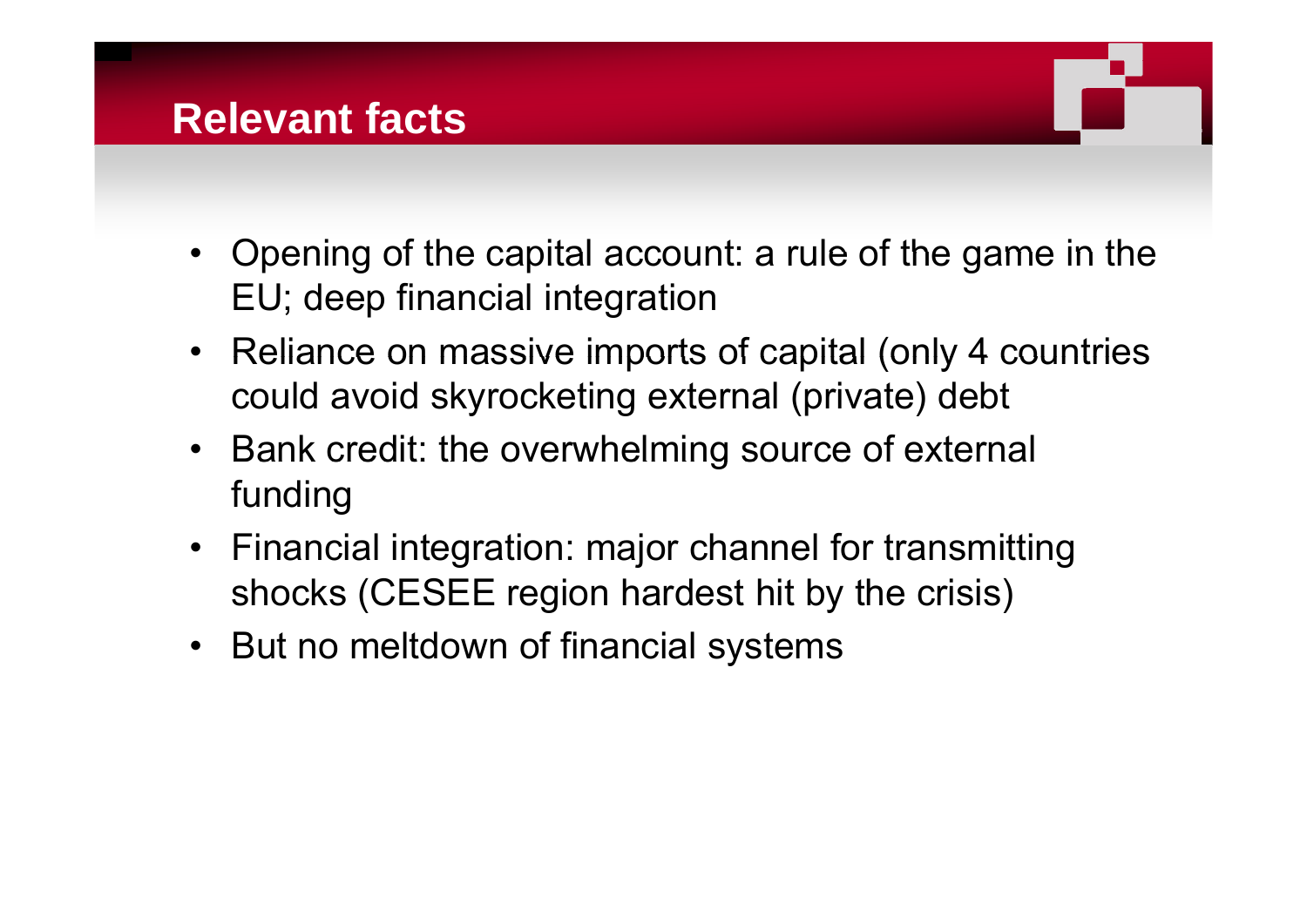# Relevant facts

- Opening of the capital account: a rule of the game in the EU; deep financial integration
- Reliance on massive imports of capital (only 4 countries could avoid skyrocketing external (private) debt
- Bank credit: the overwhelming source of external funding
- Financial integration: major channel for transmitting shocks (CESEE region hardest hit by the crisis)
- But no meltdown of financial systems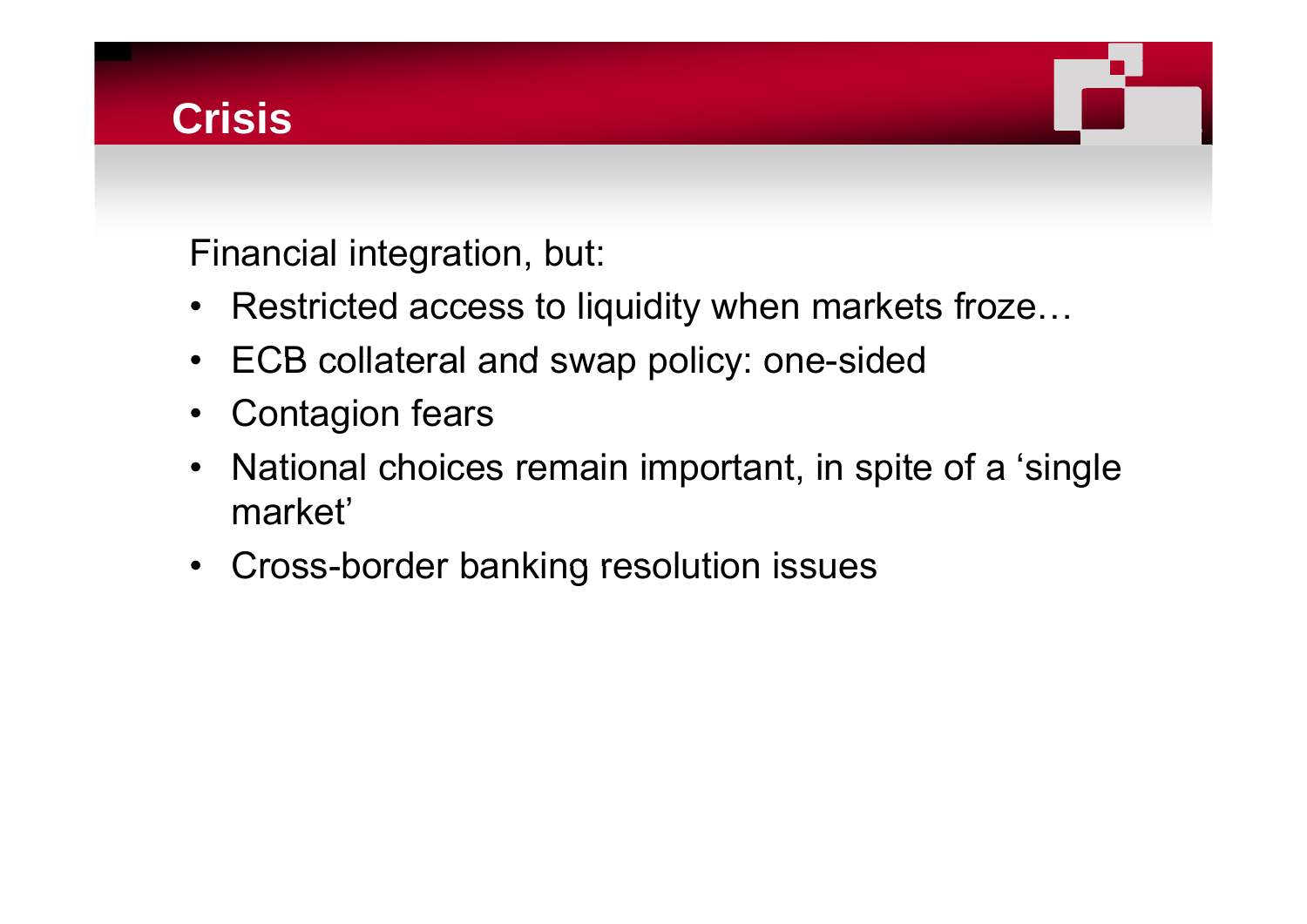# Crisis

Financial integration, but:

- Restricted access to liquidity when markets froze…
- ECB collateral and swap policy: one-sided
- Contagion fears
- National choices remain important, in spite of a ‘single market’
- Cross-border banking resolution issues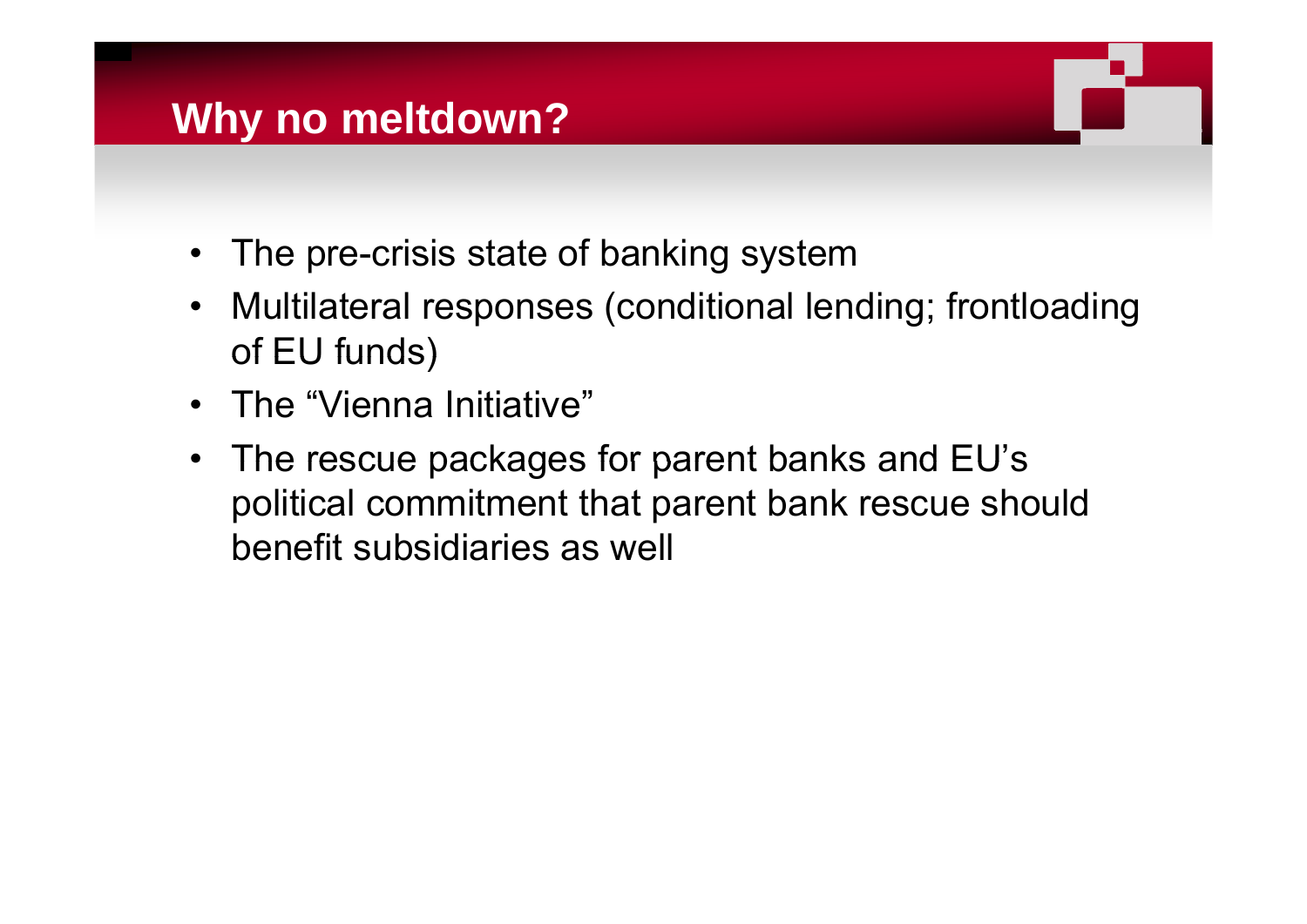# Why no meltdown?

- The pre-crisis state of banking system
- Multilateral responses (conditional lending; frontloading of EU funds)
- The "Vienna Initiative"
- The rescue packages for parent banks and EU's political commitment that parent bank rescue should benefit subsidiaries as well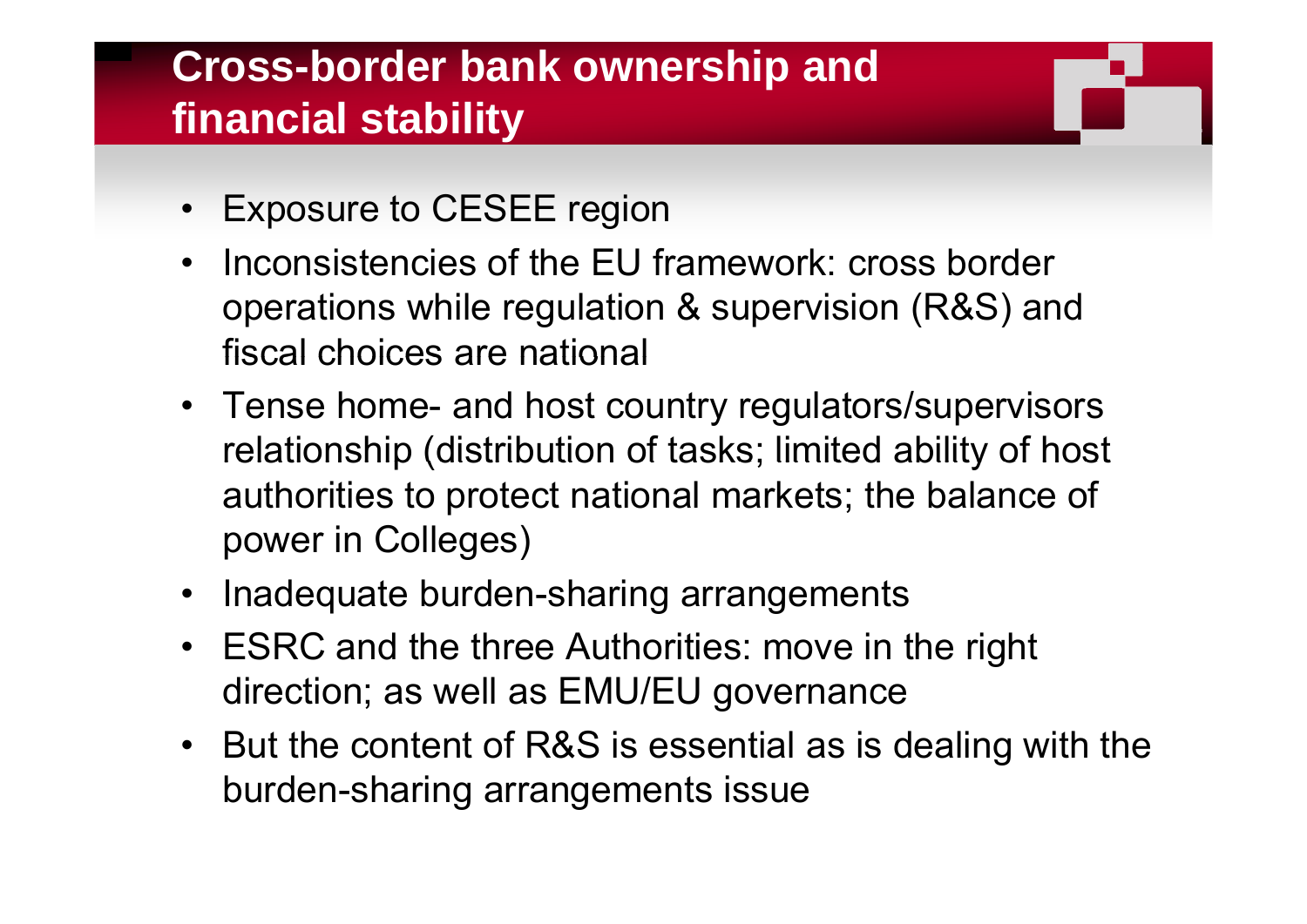# Cross-border bank ownership and financial stability

- Exposure to CESEE region
- Inconsistencies of the EU framework: cross border operations while regulation & supervision (R&S) and fiscal choices are national
- Tense home- and host country regulators/supervisors relationship (distribution of tasks; limited ability of host authorities to protect national markets; the balance of power in Colleges)
- Inadequate burden-sharing arrangements
- ESRC and the three Authorities: move in the right direction; as well as EMU/EU governance
- But the content of R&S is essential as is dealing with the burden-sharing arrangements issue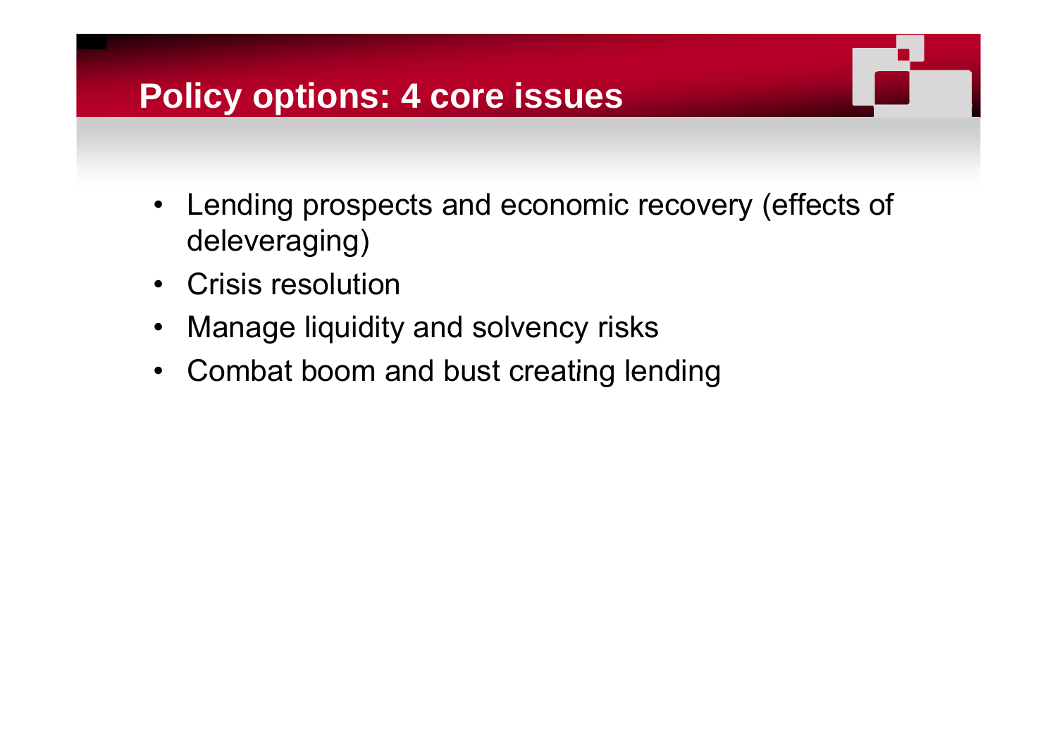# Policy options: 4 core issues

- Lending prospects and economic recovery (effects of deleveraging)
- Crisis resolution
- Manage liquidity and solvency risks
- Combat boom and bust creating lending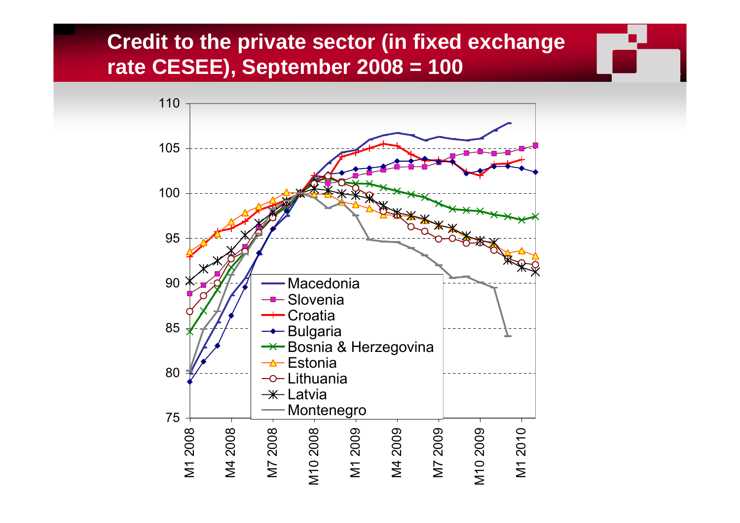# Credit to the private sector (in fixed exchange rate CESEE), September 2008 = 100

110
105
100
95
90
85
80
75

M1 2008
M4 2008
M7 2008
M10 2008
M1 2009
M4 2009
M7 2009
M10 2009
M1 2010

Macedonia
Slovenia
Croatia
Bulgaria
Bosnia & Herzegovina
Estonia
Lithuania
Latvia
Montenegro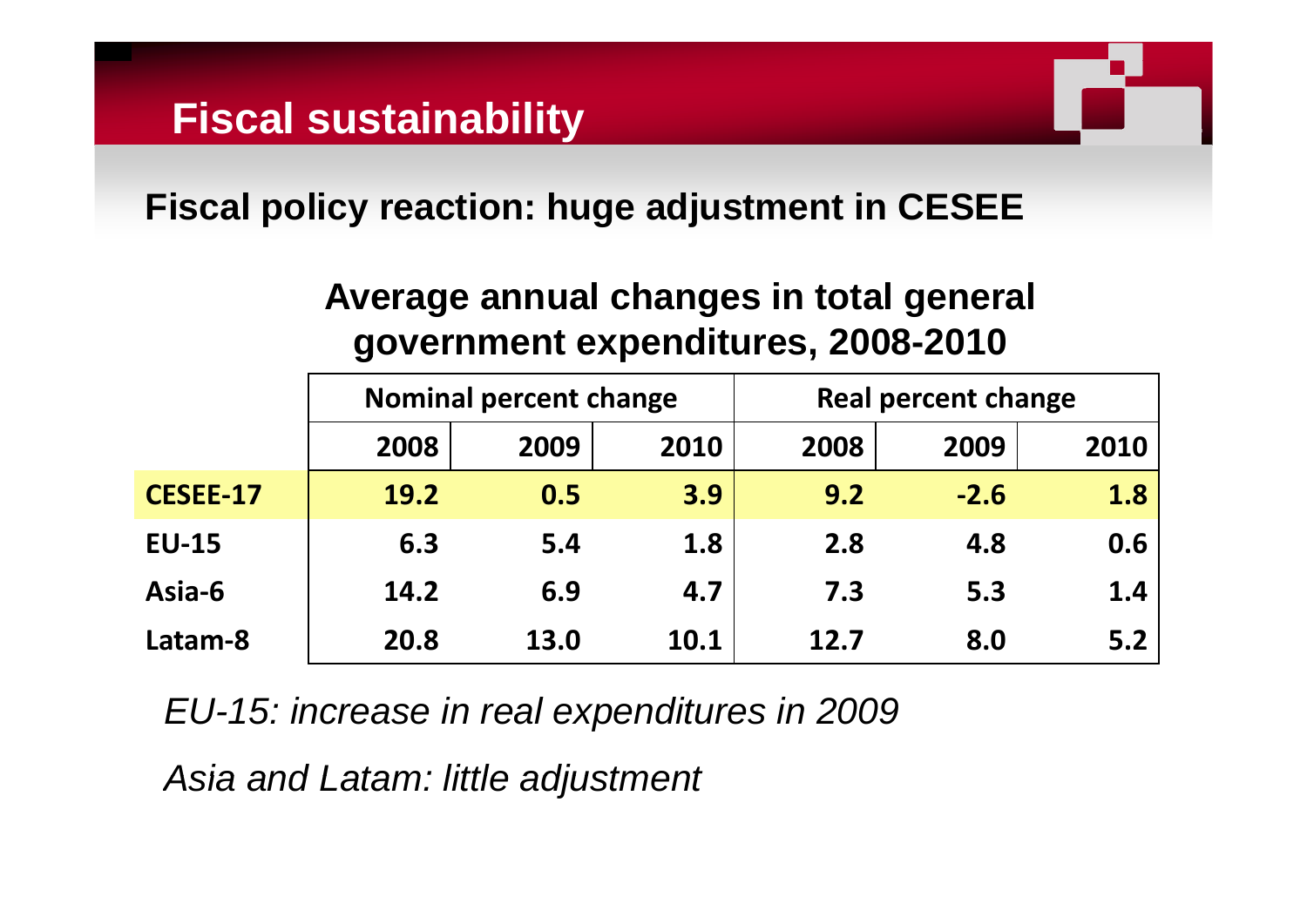# Fiscal sustainability

## Fiscal policy reaction: huge adjustment in CESEE

### Average annual changes in total general government expenditures, 2008-2010

| | Nominal percent change | | | Real percent change | | |
|---|---|---|---|---|---|---|
| | 2008 | 2009 | 2010 | 2008 | 2009 | 2010 |
| **CESEE-17** | **19.2** | **0.5** | **3.9** | **9.2** | **-2.6** | **1.8** |
| **EU-15** | **6.3** | **5.4** | **1.8** | **2.8** | **4.8** | **0.6** |
| **Asia-6** | **14.2** | **6.9** | **4.7** | **7.3** | **5.3** | **1.4** |
| **Latam-8** | **20.8** | **13.0** | **10.1** | **12.7** | **8.0** | **5.2** |

*EU-15: increase in real expenditures in 2009*

*Asia and Latam: little adjustment*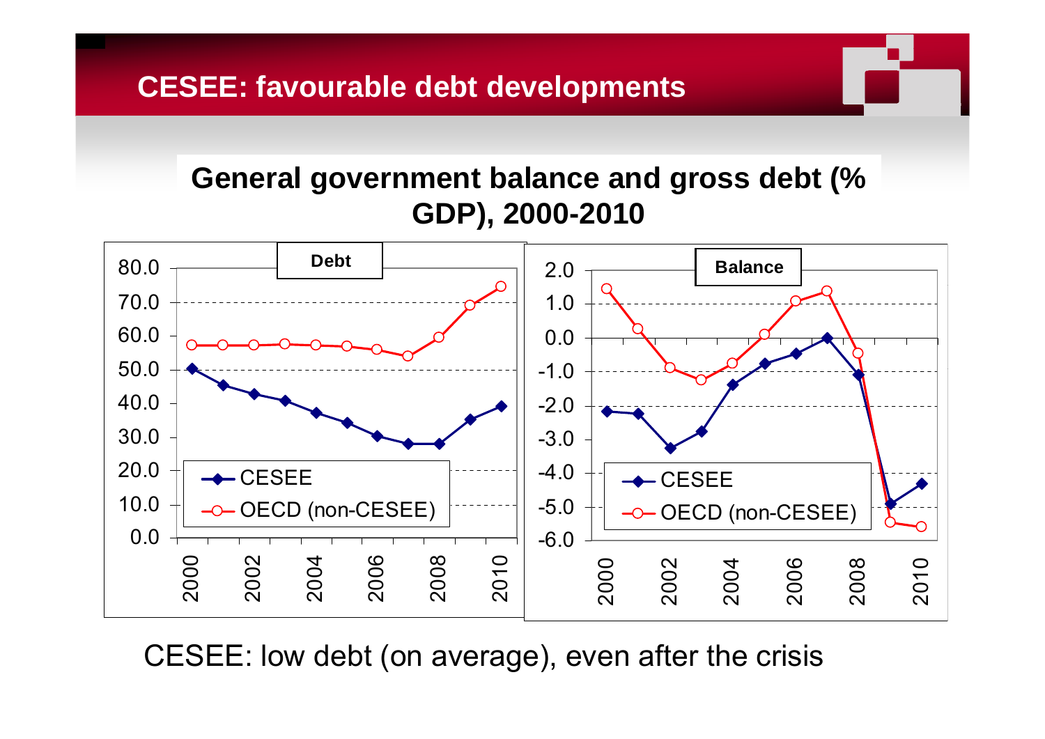# CESEE: favourable debt developments

**General government balance and gross debt (% GDP), 2000-2010**

Debt

80.0
70.0
60.0
50.0
40.0
30.0
20.0
10.0
0.0

2000 2002 2004 2006 2008 2010

CESEE
OECD (non-CESEE)

Balance

2.0
1.0
0.0
-1.0
-2.0
-3.0
-4.0
-5.0
-6.0

2000 2002 2004 2006 2008 2010

CESEE
OECD (non-CESEE)

CESEE: low debt (on average), even after the crisis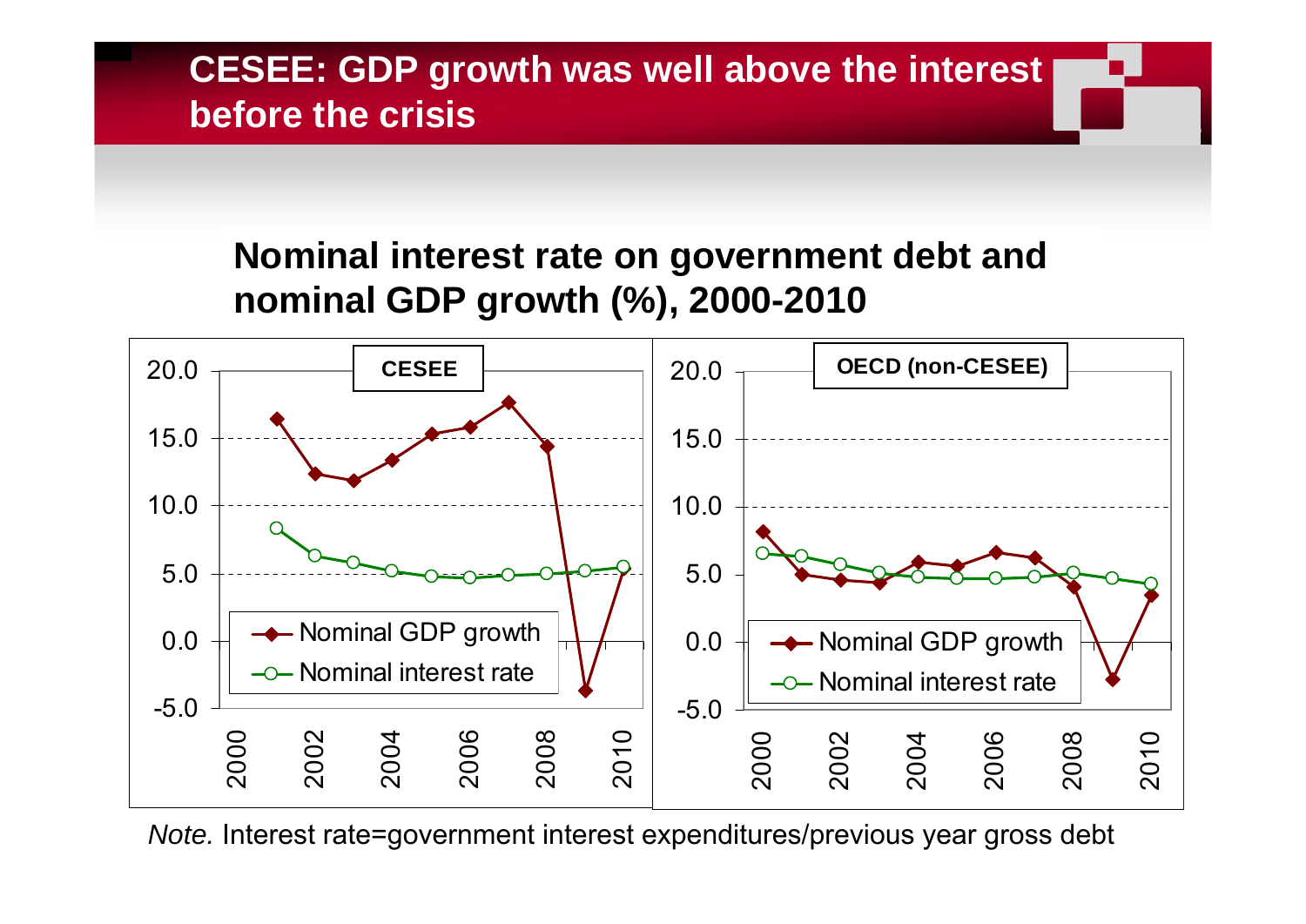# CESEE: GDP growth was well above the interest before the crisis

## Nominal interest rate on government debt and nominal GDP growth (%), 2000-2010

CESEE

20.0
15.0
10.0
5.0
0.0
-5.0

2000
2002
2004
2006
2008
2010

Nominal GDP growth
Nominal interest rate

OECD (non-CESEE)

20.0
15.0
10.0
5.0
0.0
-5.0

2000
2002
2004
2006
2008
2010

Nominal GDP growth
Nominal interest rate

*Note.* Interest rate=government interest expenditures/previous year gross debt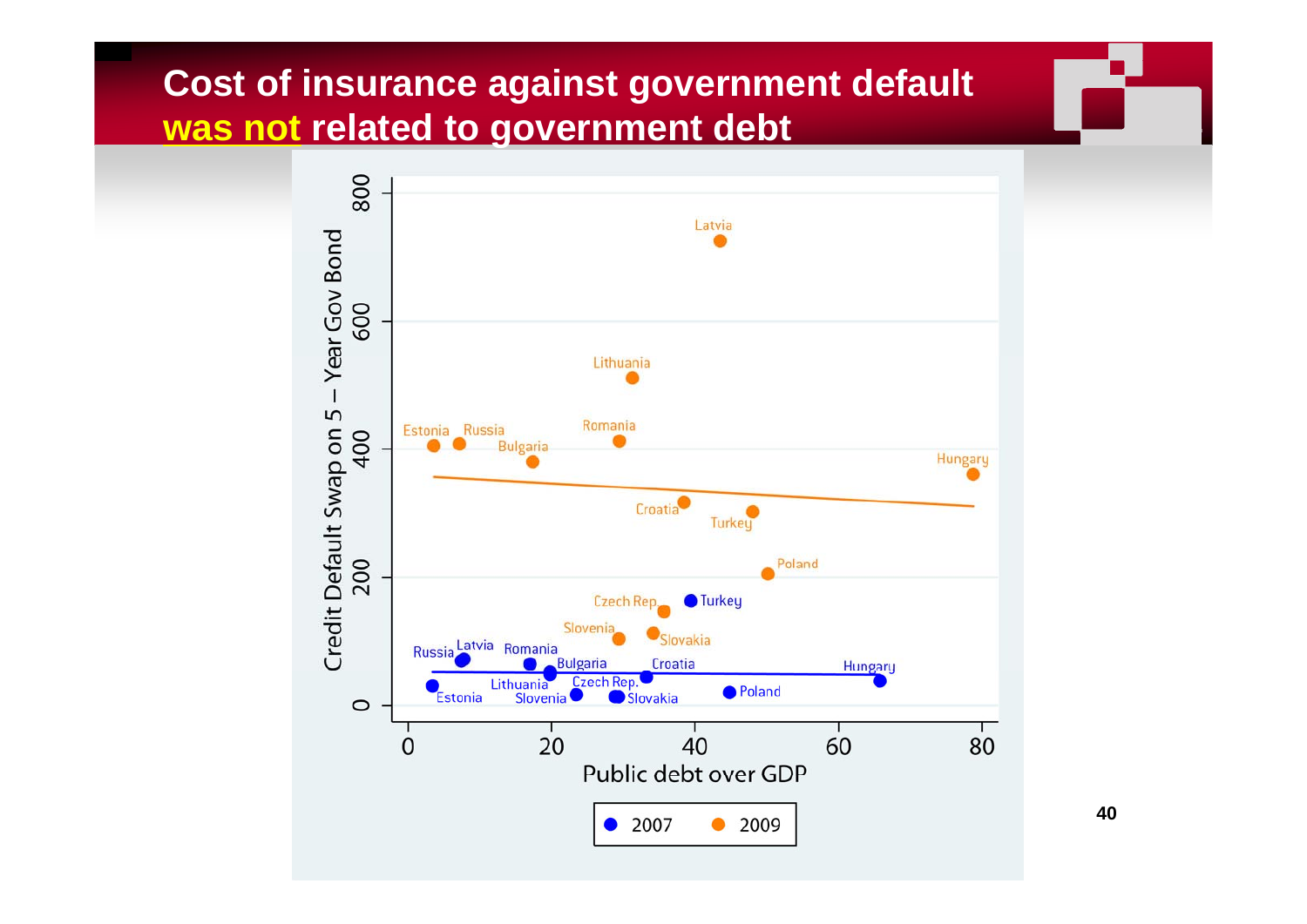# Cost of insurance against government default was not related to government debt

Credit Default Swap on 5 – Year Gov Bond

800

600

400

200

0

0

20

40

60

80

Public debt over GDP

Latvia

Lithuania

Estonia

Russia

Romania

Bulgaria

Hungary

Croatia

Turkey

Poland

Czech Rep

Turkey

Slovenia

Slovakia

Russia

Latvia

Romania

Bulgaria

Croatia

Hungary

Estonia

Lithuania

Czech Rep.

Slovenia

Slovakia

Poland

2007

2009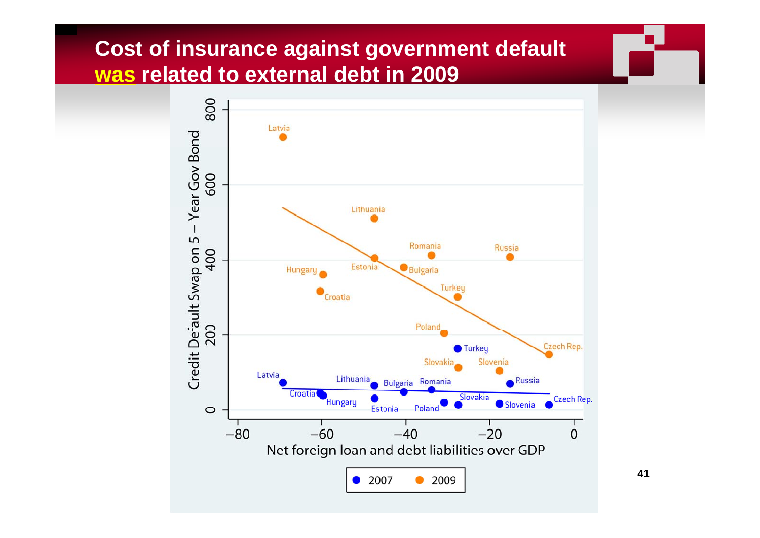# Cost of insurance against government default was related to external debt in 2009

Credit Default Swap on 5 – Year Gov Bond

800
600
400
200
0

−80 −60 −40 −20 0

Net foreign loan and debt liabilities over GDP

Latvia
Lithuania
Romania
Russia
Hungary
Estonia
Bulgaria
Croatia
Turkey
Poland
Turkey
Czech Rep.
Slovakia
Slovenia
Latvia
Lithuania
Bulgaria
Romania
Russia
Croatia
Hungary
Estonia
Poland
Slovakia
Slovenia
Czech Rep.

2007 2009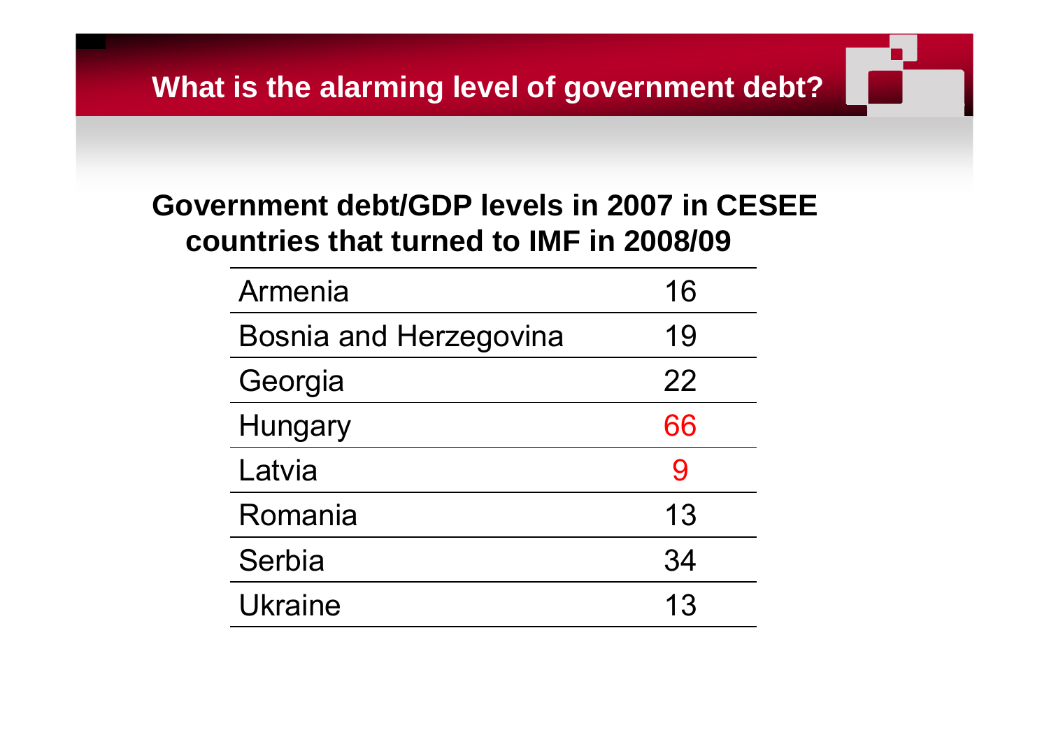# What is the alarming level of government debt?

## Government debt/GDP levels in 2007 in CESEE countries that turned to IMF in 2008/09

| | |
|---|---|
| Armenia | 16 |
| Bosnia and Herzegovina | 19 |
| Georgia | 22 |
| Hungary | 66 |
| Latvia | 9 |
| Romania | 13 |
| Serbia | 34 |
| Ukraine | 13 |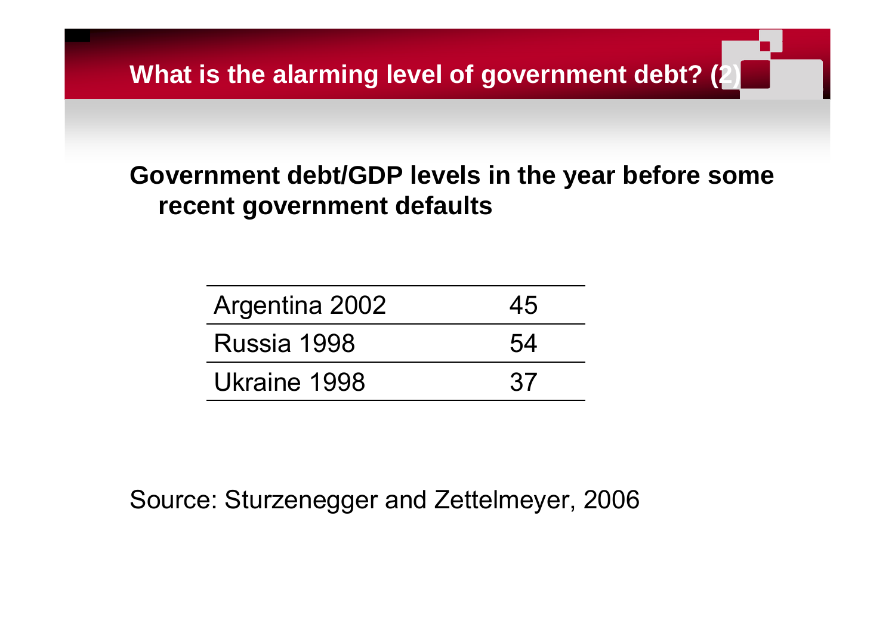# What is the alarming level of government debt? (2)

**Government debt/GDP levels in the year before some recent government defaults**

| | |
|---|---|
| Argentina 2002 | 45 |
| Russia 1998 | 54 |
| Ukraine 1998 | 37 |

Source: Sturzenegger and Zettelmeyer, 2006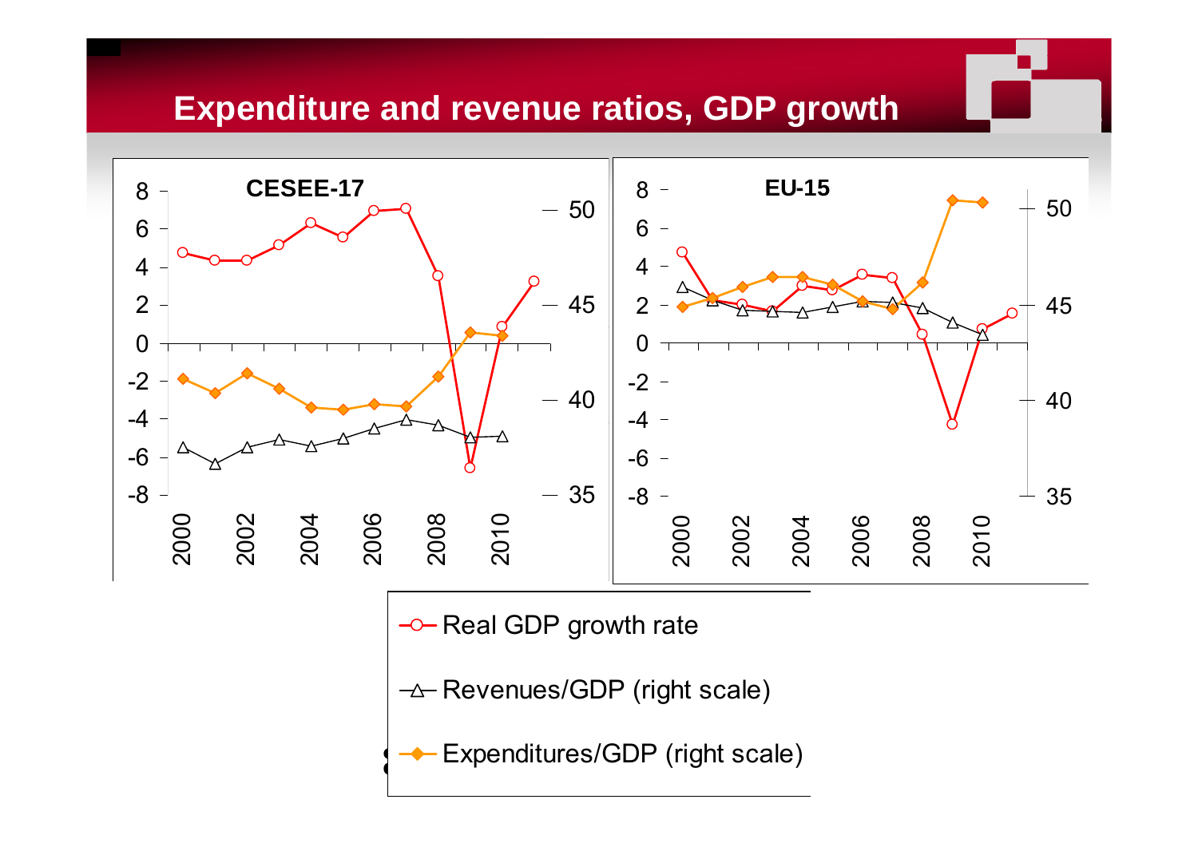# Expenditure and revenue ratios, GDP growth

CESEE-17

8
6
4
2
0
-2
-4
-6
-8

50
45
40
35

2000
2002
2004
2006
2008
2010

EU-15

8
6
4
2
0
-2
-4
-6
-8

50
45
40
35

2000
2002
2004
2006
2008
2010

Real GDP growth rate

Revenues/GDP (right scale)

Expenditures/GDP (right scale)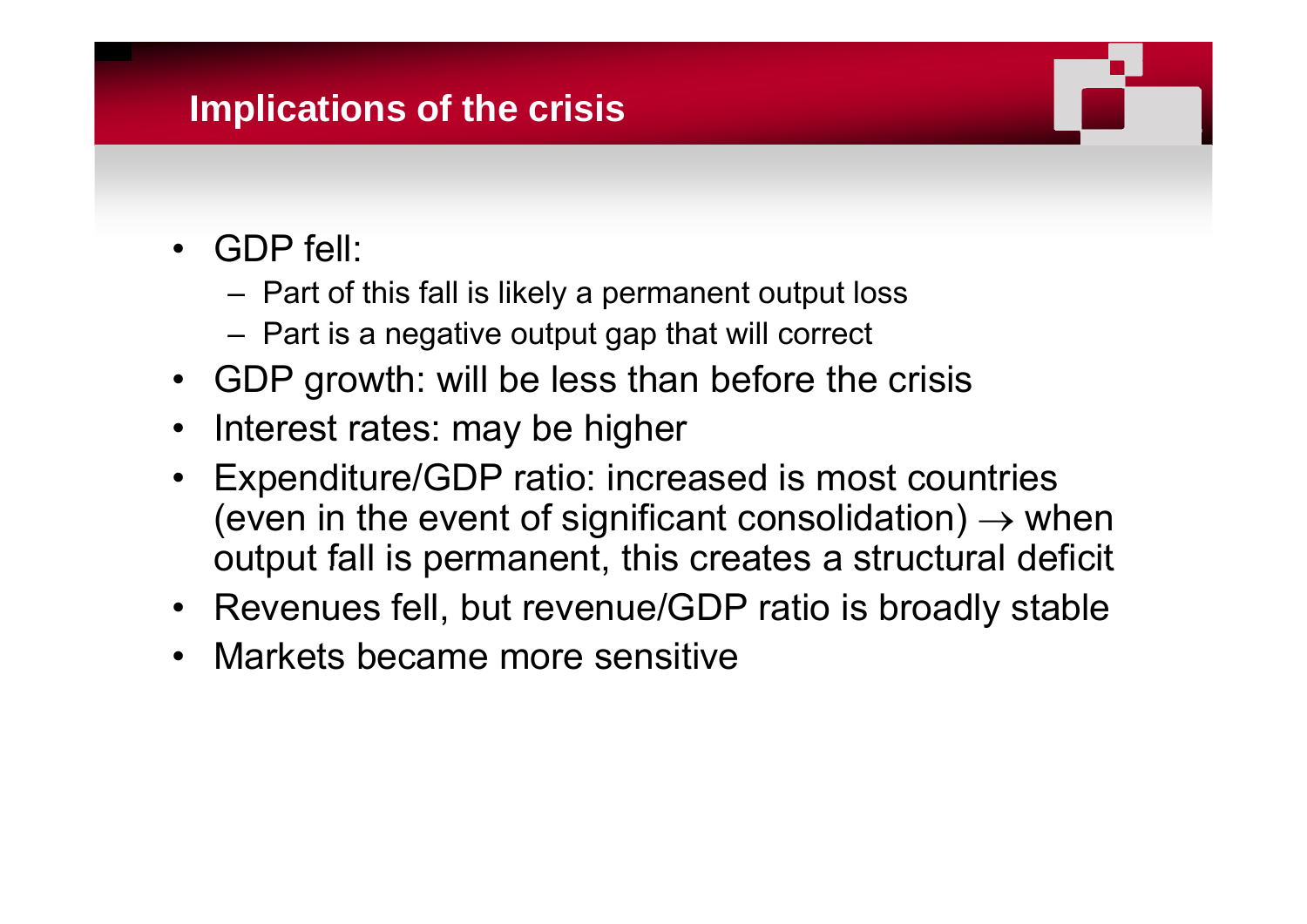## Implications of the crisis

- GDP fell:
  - Part of this fall is likely a permanent output loss
  - Part is a negative output gap that will correct
- GDP growth: will be less than before the crisis
- Interest rates: may be higher
- Expenditure/GDP ratio: increased is most countries (even in the event of significant consolidation) $\rightarrow$ when output fall is permanent, this creates a structural deficit
- Revenues fell, but revenue/GDP ratio is broadly stable
- Markets became more sensitive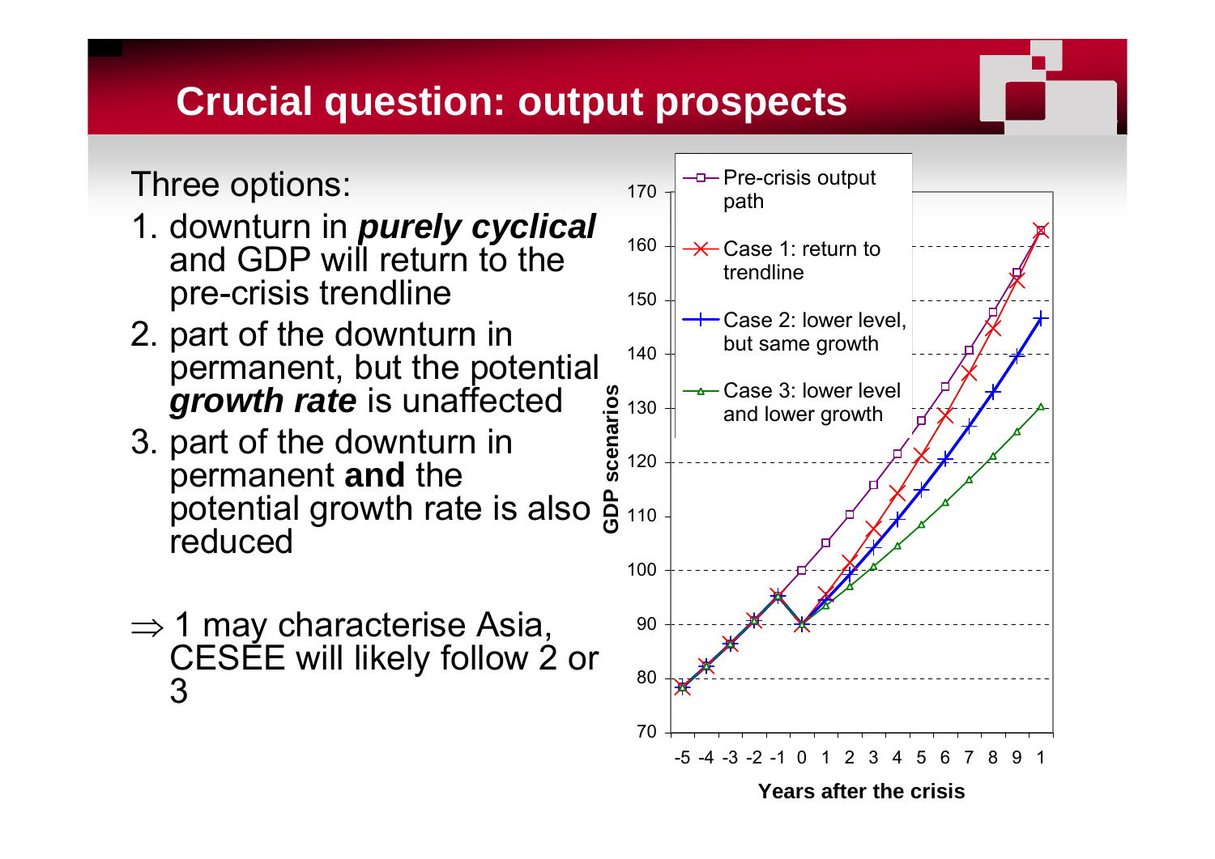# Crucial question: output prospects

Three options:

1. downturn in ***purely cyclical*** and GDP will return to the pre-crisis trendline
2. part of the downturn in permanent, but the potential ***growth rate*** is unaffected
3. part of the downturn in permanent **and** the potential growth rate is also reduced

⇒ 1 may characterise Asia, CESEE will likely follow 2 or 3

Pre-crisis output path

Case 1: return to trendline

Case 2: lower level, but same growth

Case 3: lower level and lower growth

GDP scenarios

170
160
150
140
130
120
110
100
90
80
70

-5 -4 -3 -2 -1 0 1 2 3 4 5 6 7 8 9 1

Years after the crisis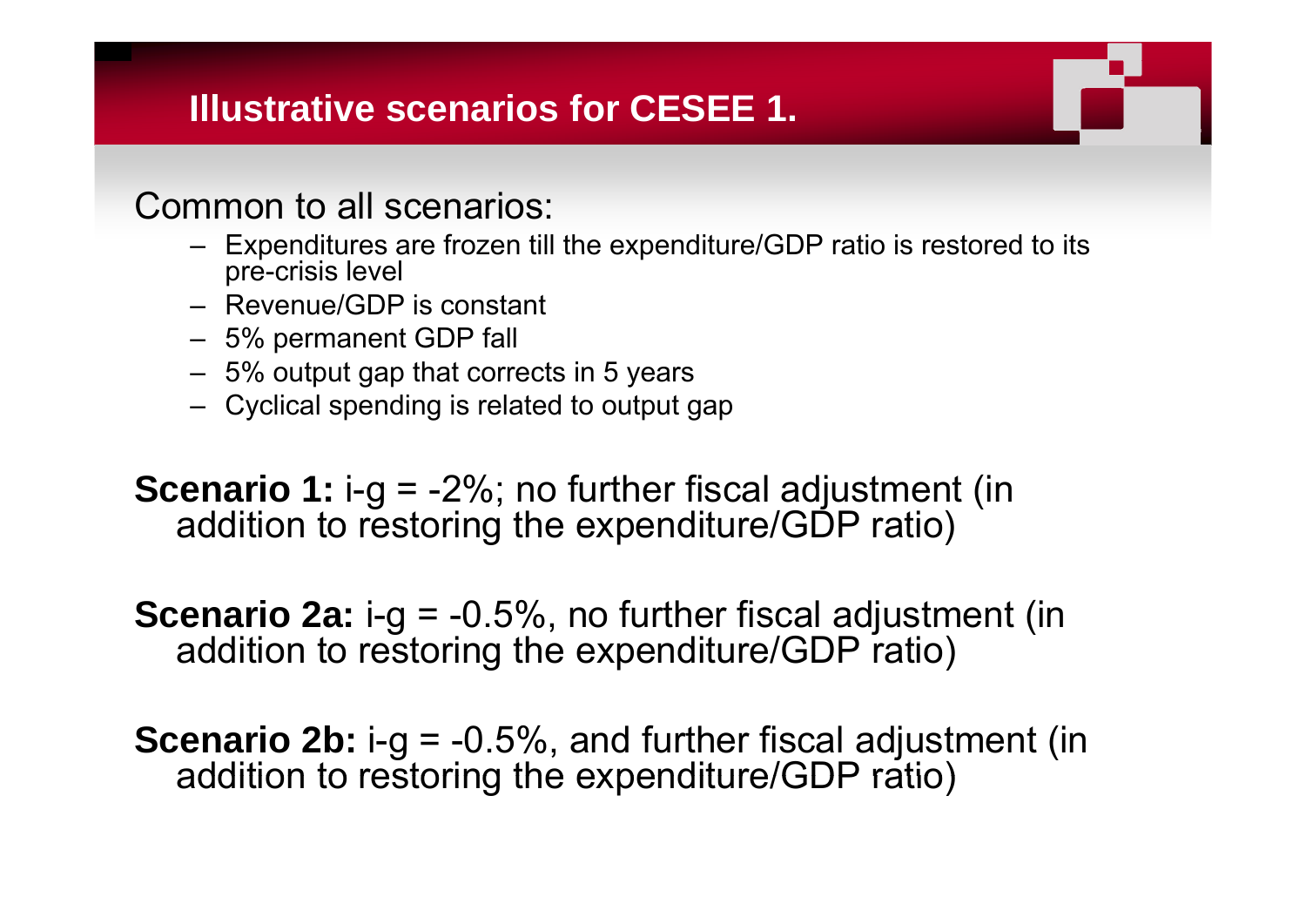# Illustrative scenarios for CESEE 1.

Common to all scenarios:

- Expenditures are frozen till the expenditure/GDP ratio is restored to its pre-crisis level
- Revenue/GDP is constant
- 5% permanent GDP fall
- 5% output gap that corrects in 5 years
- Cyclical spending is related to output gap

**Scenario 1:** i-g = -2%; no further fiscal adjustment (in addition to restoring the expenditure/GDP ratio)

**Scenario 2a:** i-g = -0.5%, no further fiscal adjustment (in addition to restoring the expenditure/GDP ratio)

**Scenario 2b:** i-g = -0.5%, and further fiscal adjustment (in addition to restoring the expenditure/GDP ratio)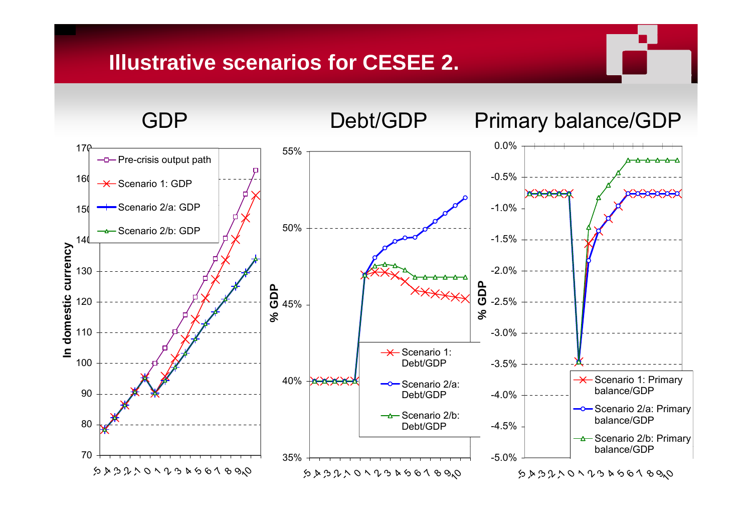# Illustrative scenarios for CESEE 2.

GDP

Debt/GDP

Primary balance/GDP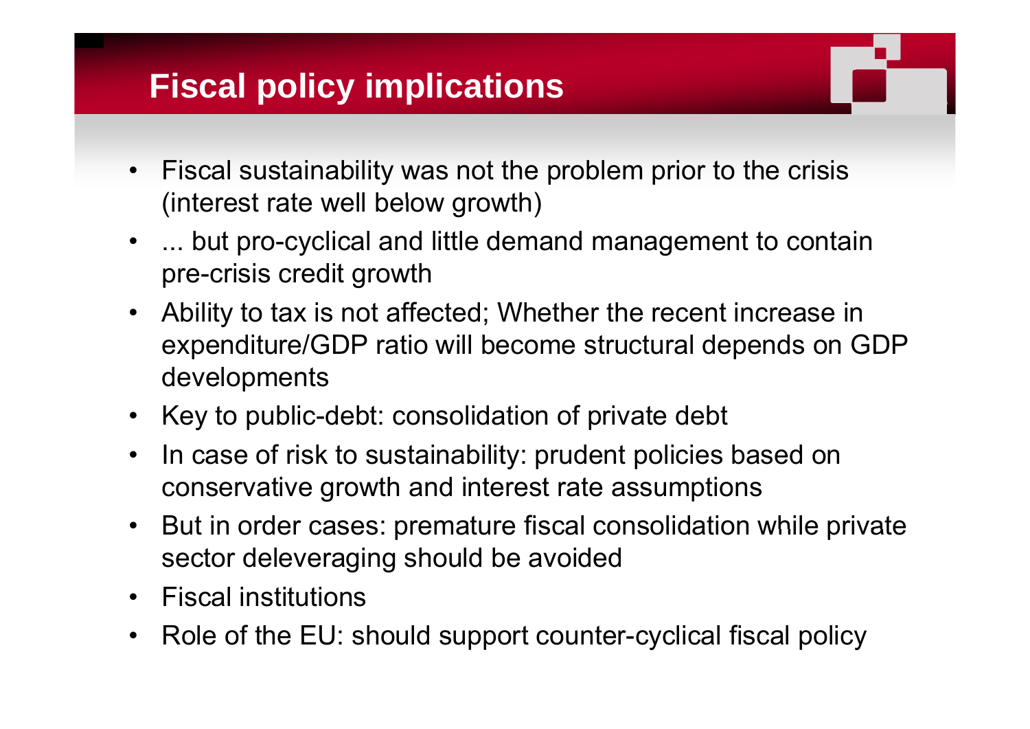# Fiscal policy implications

- Fiscal sustainability was not the problem prior to the crisis (interest rate well below growth)
- ... but pro-cyclical and little demand management to contain pre-crisis credit growth
- Ability to tax is not affected; Whether the recent increase in expenditure/GDP ratio will become structural depends on GDP developments
- Key to public-debt: consolidation of private debt
- In case of risk to sustainability: prudent policies based on conservative growth and interest rate assumptions
- But in order cases: premature fiscal consolidation while private sector deleveraging should be avoided
- Fiscal institutions
- Role of the EU: should support counter-cyclical fiscal policy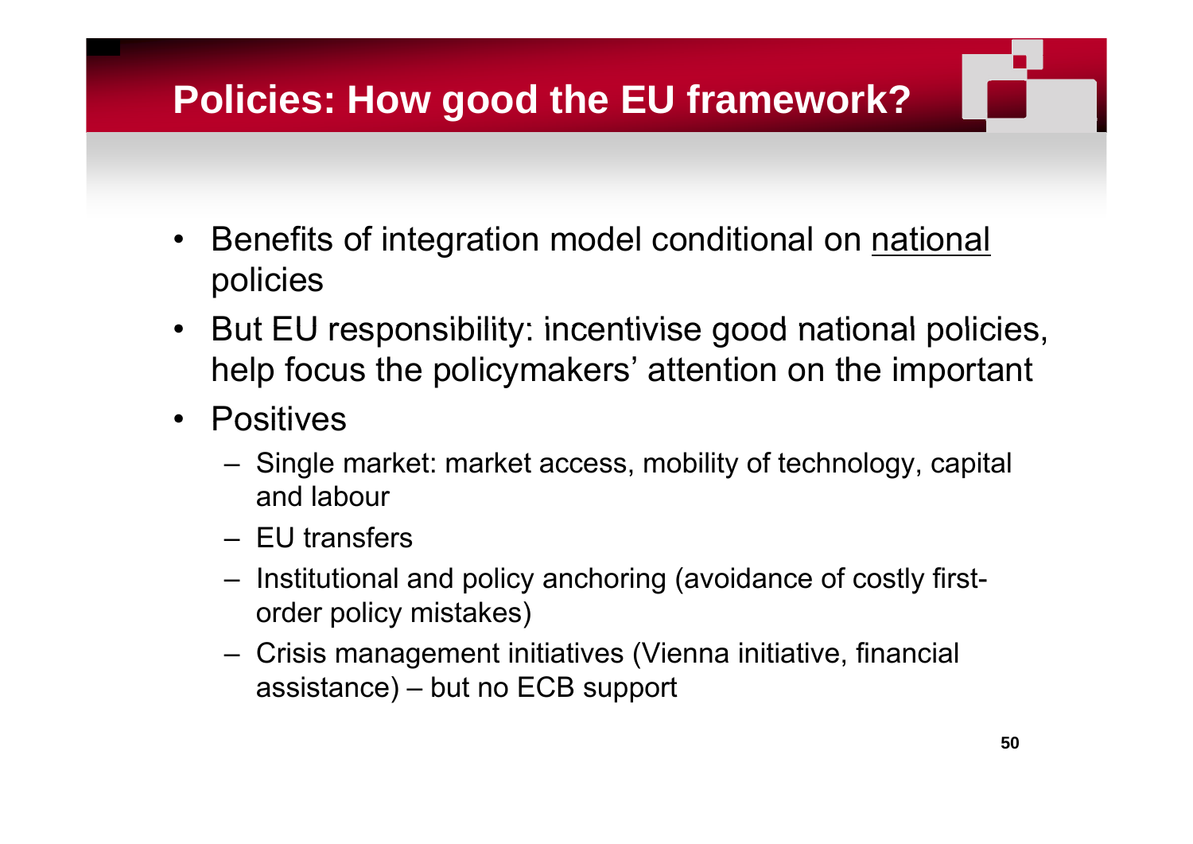# Policies: How good the EU framework?

- Benefits of integration model conditional on <u>national</u> policies
- But EU responsibility: incentivise good national policies, help focus the policymakers' attention on the important
- Positives
  - Single market: market access, mobility of technology, capital and labour
  - EU transfers
  - Institutional and policy anchoring (avoidance of costly first-order policy mistakes)
  - Crisis management initiatives (Vienna initiative, financial assistance) – but no ECB support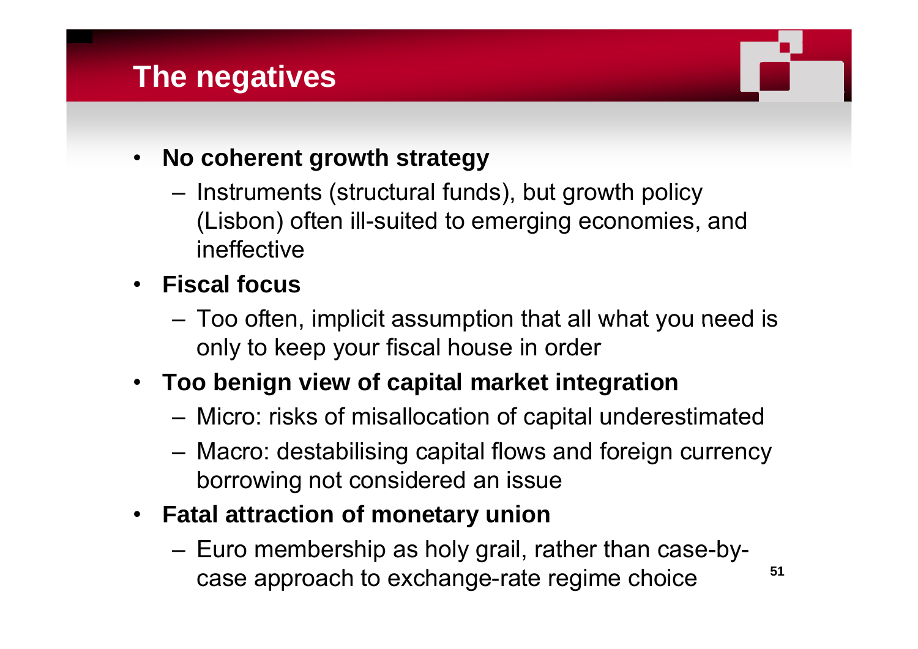# The negatives

- **No coherent growth strategy**
  - Instruments (structural funds), but growth policy (Lisbon) often ill-suited to emerging economies, and ineffective
- **Fiscal focus**
  - Too often, implicit assumption that all what you need is only to keep your fiscal house in order
- **Too benign view of capital market integration**
  - Micro: risks of misallocation of capital underestimated
  - Macro: destabilising capital flows and foreign currency borrowing not considered an issue
- **Fatal attraction of monetary union**
  - Euro membership as holy grail, rather than case-by-case approach to exchange-rate regime choice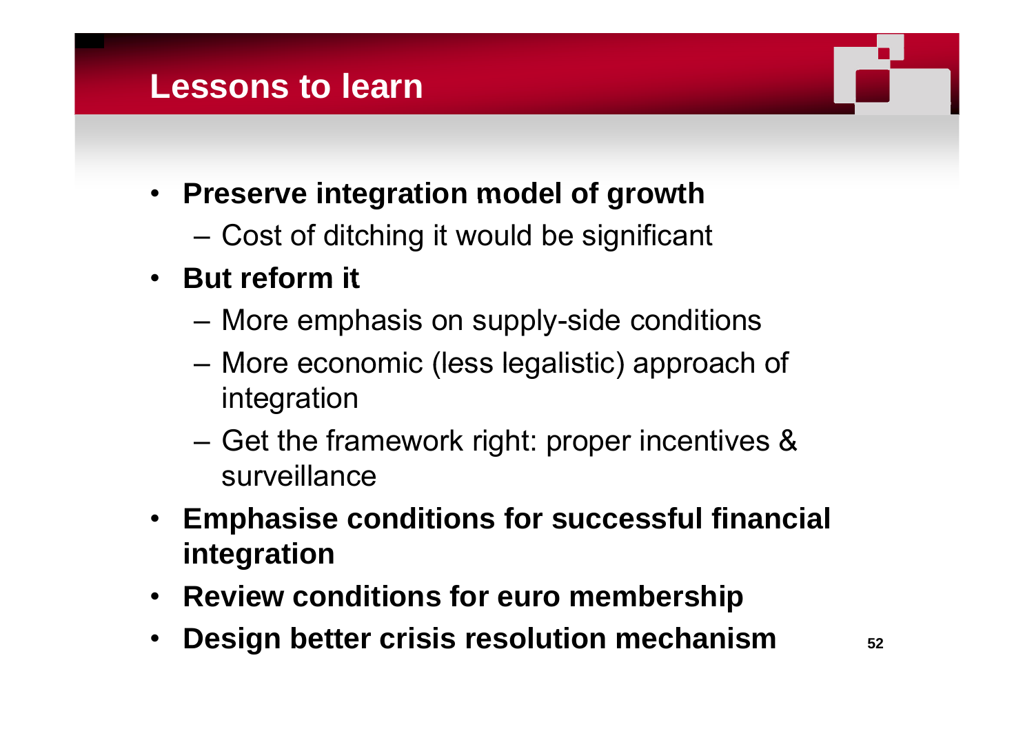# Lessons to learn

- **Preserve integration model of growth**
  - Cost of ditching it would be significant
- **But reform it**
  - More emphasis on supply-side conditions
  - More economic (less legalistic) approach of integration
  - Get the framework right: proper incentives & surveillance
- **Emphasise conditions for successful financial integration**
- **Review conditions for euro membership**
- **Design better crisis resolution mechanism**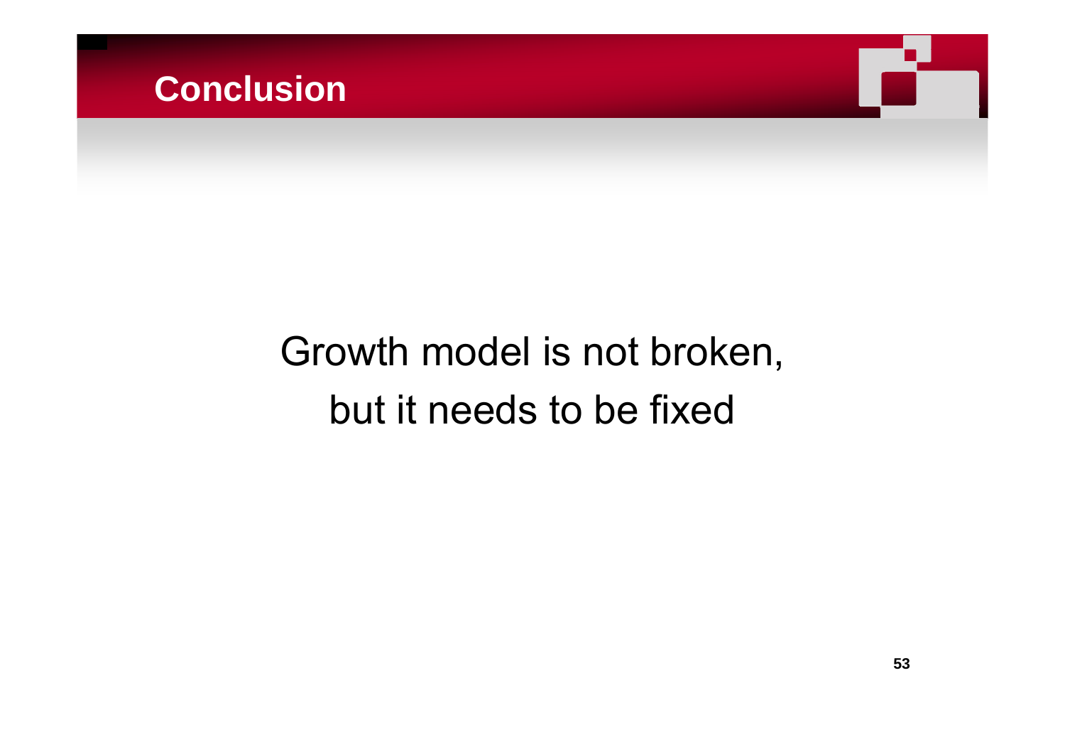# Conclusion

Growth model is not broken,
but it needs to be fixed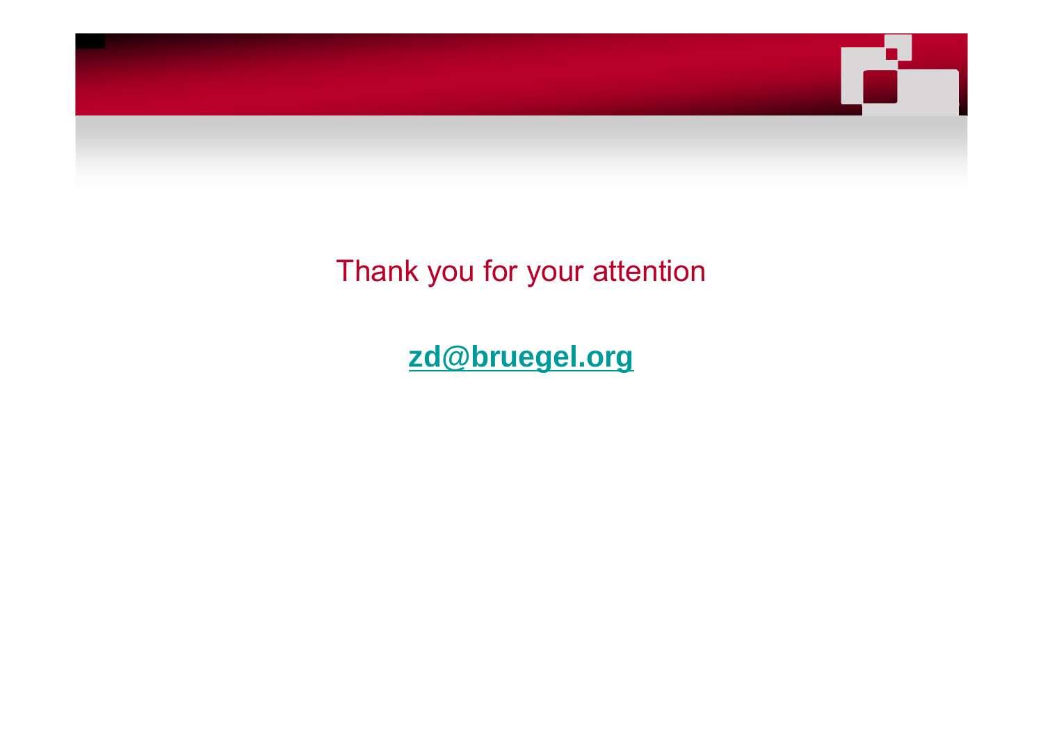Thank you for your attention

**zd@bruegel.org**